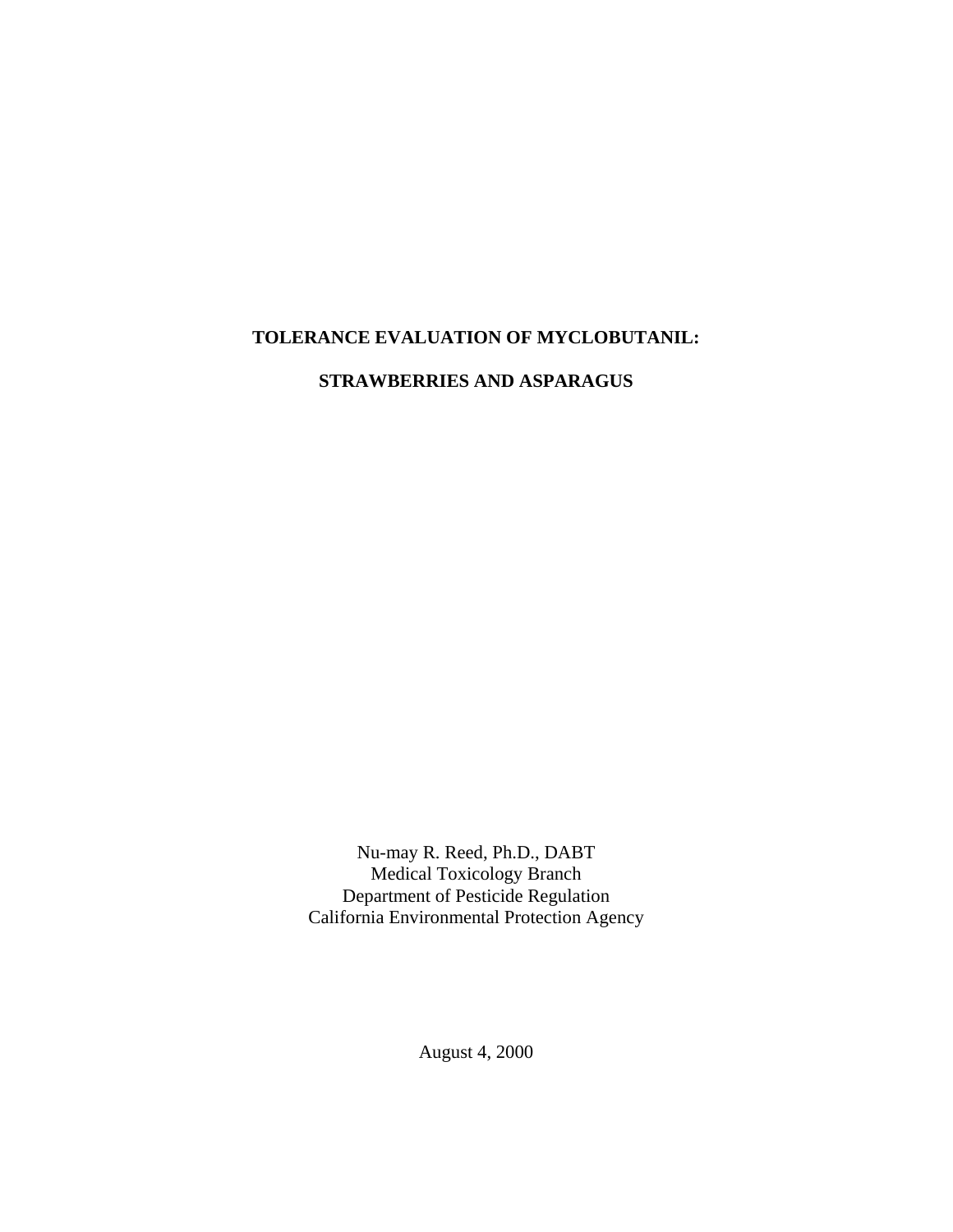# TOLERANCE EVALUATION OF MYCLOBUTANIL:

# STRAWBERRIES AND ASPARAGUS

Nu-may R. Reed, Ph.D., DABT
Medical Toxicology Branch
Department of Pesticide Regulation
California Environmental Protection Agency

August 4, 2000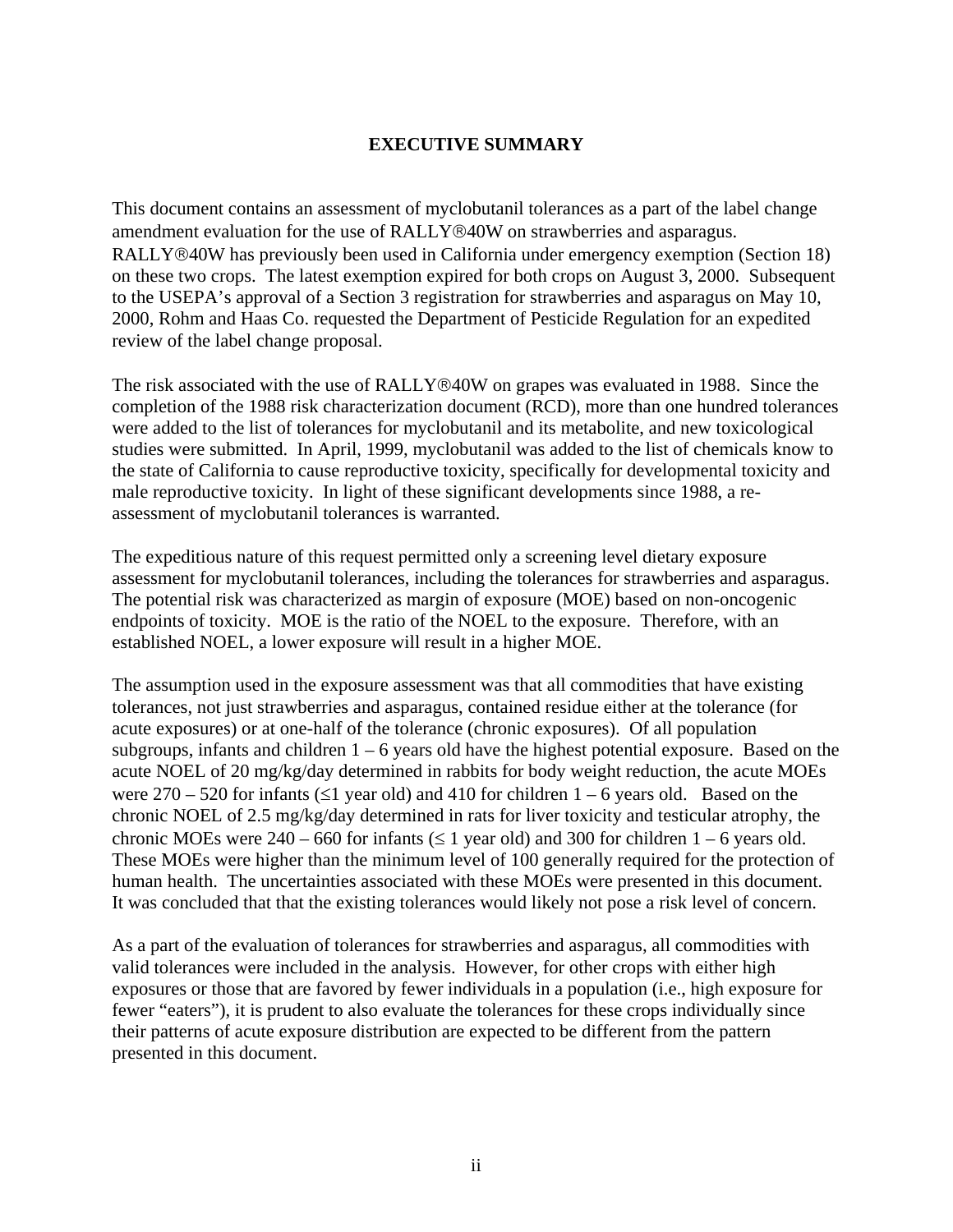# EXECUTIVE SUMMARY

This document contains an assessment of myclobutanil tolerances as a part of the label change amendment evaluation for the use of RALLY®40W on strawberries and asparagus. RALLY®40W has previously been used in California under emergency exemption (Section 18) on these two crops. The latest exemption expired for both crops on August 3, 2000. Subsequent to the USEPA's approval of a Section 3 registration for strawberries and asparagus on May 10, 2000, Rohm and Haas Co. requested the Department of Pesticide Regulation for an expedited review of the label change proposal.

The risk associated with the use of RALLY®40W on grapes was evaluated in 1988. Since the completion of the 1988 risk characterization document (RCD), more than one hundred tolerances were added to the list of tolerances for myclobutanil and its metabolite, and new toxicological studies were submitted. In April, 1999, myclobutanil was added to the list of chemicals know to the state of California to cause reproductive toxicity, specifically for developmental toxicity and male reproductive toxicity. In light of these significant developments since 1988, a re-assessment of myclobutanil tolerances is warranted.

The expeditious nature of this request permitted only a screening level dietary exposure assessment for myclobutanil tolerances, including the tolerances for strawberries and asparagus. The potential risk was characterized as margin of exposure (MOE) based on non-oncogenic endpoints of toxicity. MOE is the ratio of the NOEL to the exposure. Therefore, with an established NOEL, a lower exposure will result in a higher MOE.

The assumption used in the exposure assessment was that all commodities that have existing tolerances, not just strawberries and asparagus, contained residue either at the tolerance (for acute exposures) or at one-half of the tolerance (chronic exposures). Of all population subgroups, infants and children 1 – 6 years old have the highest potential exposure. Based on the acute NOEL of 20 mg/kg/day determined in rabbits for body weight reduction, the acute MOEs were 270 – 520 for infants (≤1 year old) and 410 for children 1 – 6 years old. Based on the chronic NOEL of 2.5 mg/kg/day determined in rats for liver toxicity and testicular atrophy, the chronic MOEs were 240 – 660 for infants (≤ 1 year old) and 300 for children 1 – 6 years old. These MOEs were higher than the minimum level of 100 generally required for the protection of human health. The uncertainties associated with these MOEs were presented in this document. It was concluded that that the existing tolerances would likely not pose a risk level of concern.

As a part of the evaluation of tolerances for strawberries and asparagus, all commodities with valid tolerances were included in the analysis. However, for other crops with either high exposures or those that are favored by fewer individuals in a population (i.e., high exposure for fewer "eaters"), it is prudent to also evaluate the tolerances for these crops individually since their patterns of acute exposure distribution are expected to be different from the pattern presented in this document.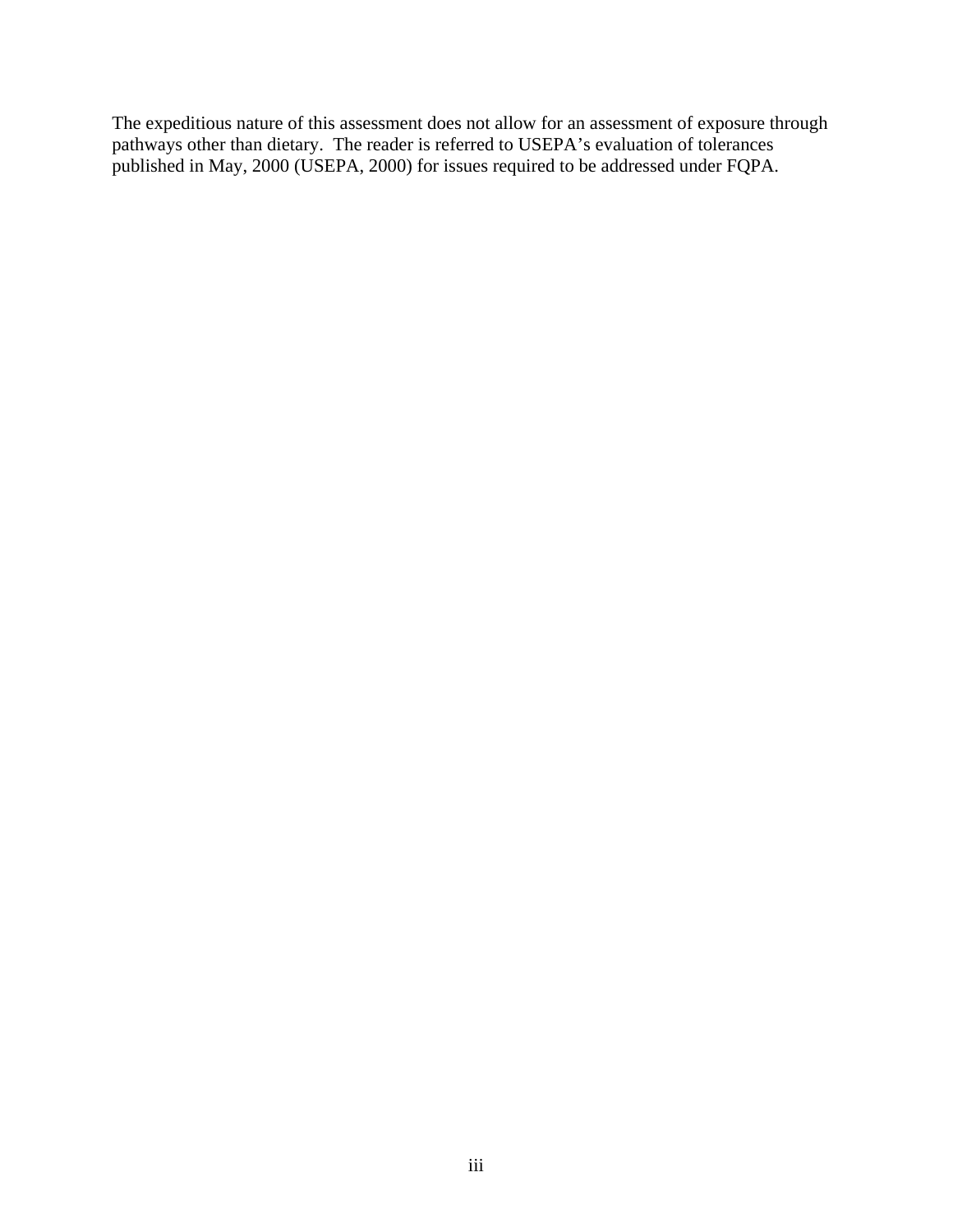The expeditious nature of this assessment does not allow for an assessment of exposure through pathways other than dietary. The reader is referred to USEPA's evaluation of tolerances published in May, 2000 (USEPA, 2000) for issues required to be addressed under FQPA.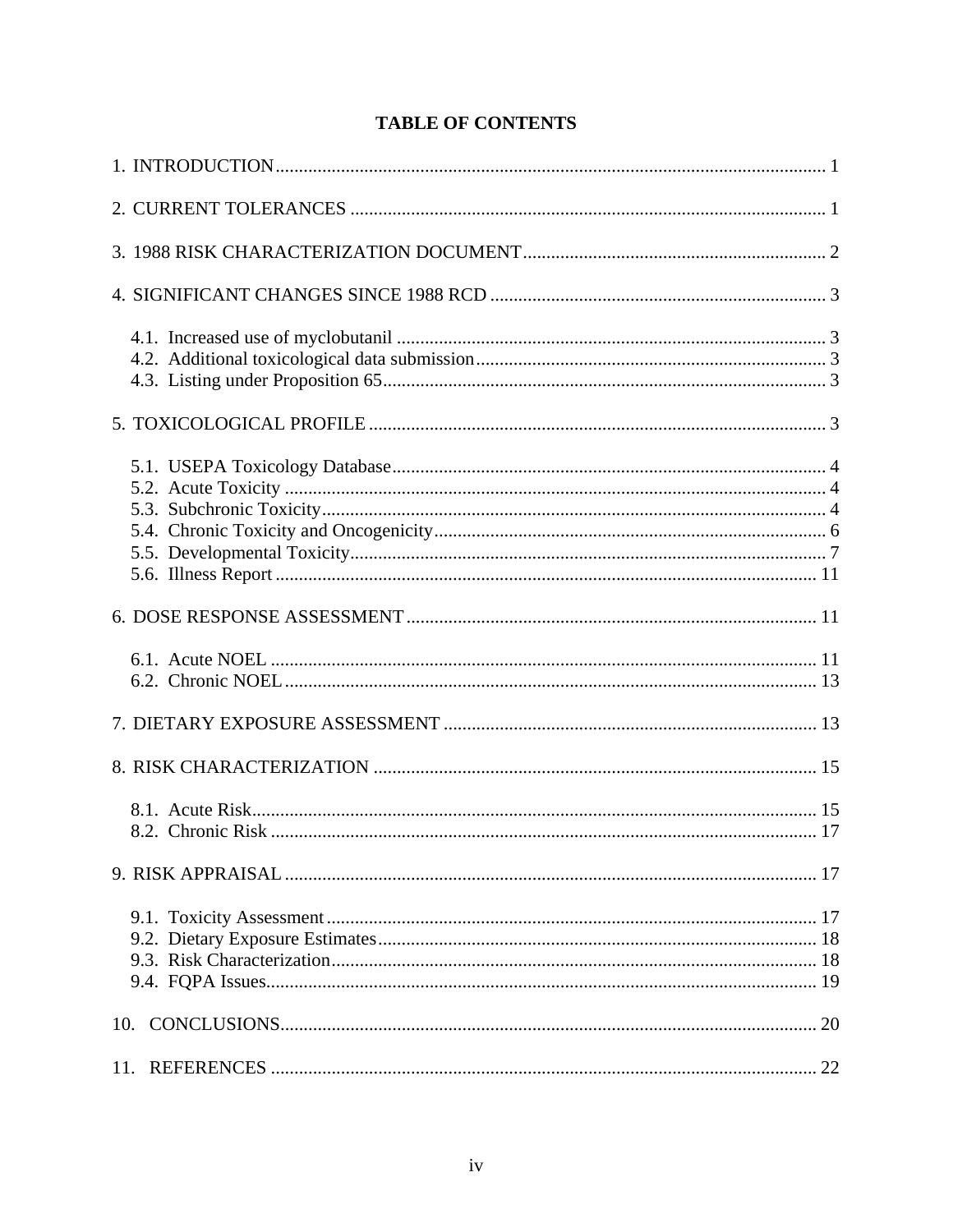# TABLE OF CONTENTS

1. INTRODUCTION ..................................................... 1

2. CURRENT TOLERANCES ..................................................... 1

3. 1988 RISK CHARACTERIZATION DOCUMENT ..................................................... 2

4. SIGNIFICANT CHANGES SINCE 1988 RCD ..................................................... 3

   4.1. Increased use of myclobutanil ..................................................... 3
   4.2. Additional toxicological data submission ..................................................... 3
   4.3. Listing under Proposition 65 ..................................................... 3

5. TOXICOLOGICAL PROFILE ..................................................... 3

   5.1. USEPA Toxicology Database ..................................................... 4
   5.2. Acute Toxicity ..................................................... 4
   5.3. Subchronic Toxicity ..................................................... 4
   5.4. Chronic Toxicity and Oncogenicity ..................................................... 6
   5.5. Developmental Toxicity ..................................................... 7
   5.6. Illness Report ..................................................... 11

6. DOSE RESPONSE ASSESSMENT ..................................................... 11

   6.1. Acute NOEL ..................................................... 11
   6.2. Chronic NOEL ..................................................... 13

7. DIETARY EXPOSURE ASSESSMENT ..................................................... 13

8. RISK CHARACTERIZATION ..................................................... 15

   8.1. Acute Risk ..................................................... 15
   8.2. Chronic Risk ..................................................... 17

9. RISK APPRAISAL ..................................................... 17

   9.1. Toxicity Assessment ..................................................... 17
   9.2. Dietary Exposure Estimates ..................................................... 18
   9.3. Risk Characterization ..................................................... 18
   9.4. FQPA Issues ..................................................... 19

10. CONCLUSIONS ..................................................... 20

11. REFERENCES ..................................................... 22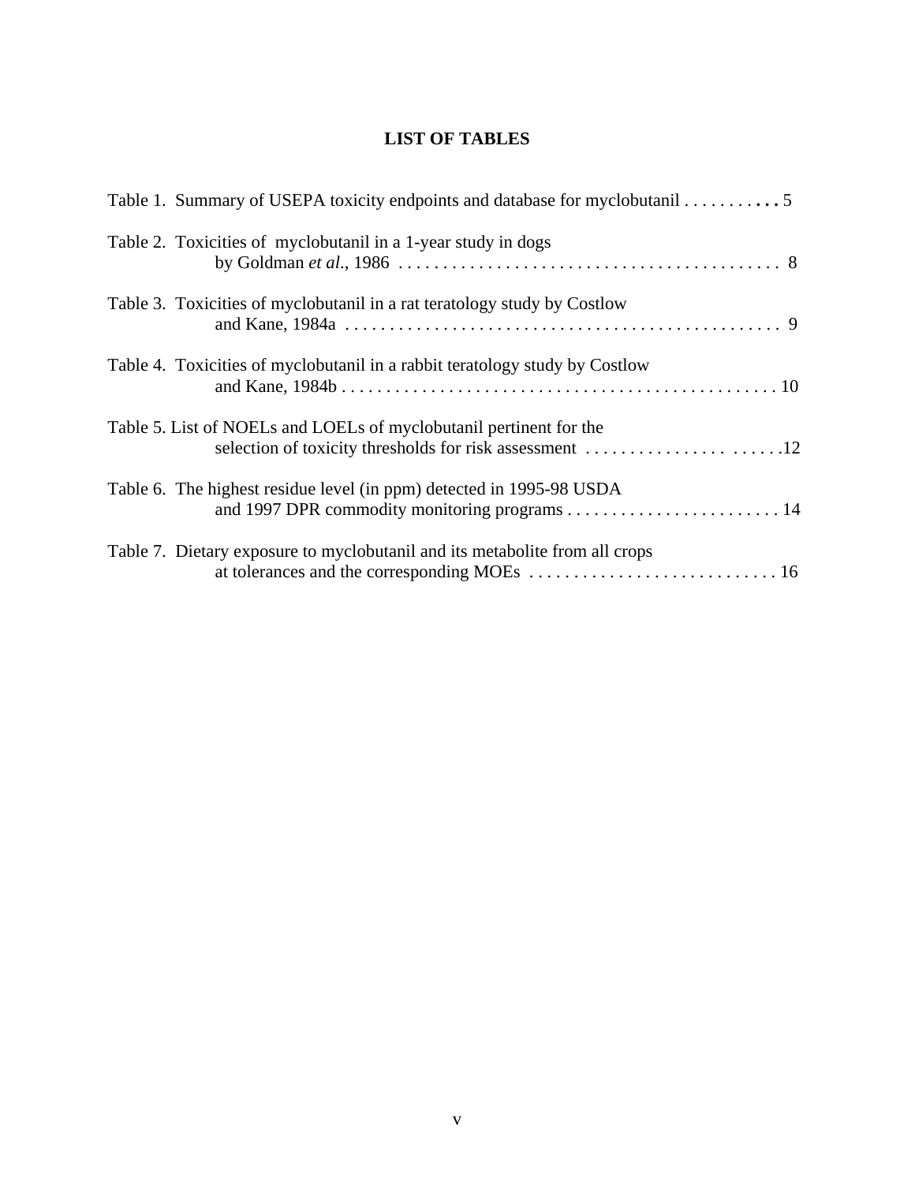# LIST OF TABLES

Table 1. Summary of USEPA toxicity endpoints and database for myclobutanil . . . . . . . . . . . . 5

Table 2. Toxicities of myclobutanil in a 1-year study in dogs by Goldman *et al.*, 1986 . . . . . . . . . . . . . . . . . . . . . . . . . . . . . . . . . . . . . . . . . . . 8

Table 3. Toxicities of myclobutanil in a rat teratology study by Costlow and Kane, 1984a . . . . . . . . . . . . . . . . . . . . . . . . . . . . . . . . . . . . . . . . . . . . . . . . . 9

Table 4. Toxicities of myclobutanil in a rabbit teratology study by Costlow and Kane, 1984b . . . . . . . . . . . . . . . . . . . . . . . . . . . . . . . . . . . . . . . . . . . . . . . . 10

Table 5. List of NOELs and LOELs of myclobutanil pertinent for the selection of toxicity thresholds for risk assessment . . . . . . . . . . . . . . . . . . . . . . . . . . .12

Table 6. The highest residue level (in ppm) detected in 1995-98 USDA and 1997 DPR commodity monitoring programs . . . . . . . . . . . . . . . . . . . . . . . . 14

Table 7. Dietary exposure to myclobutanil and its metabolite from all crops at tolerances and the corresponding MOEs . . . . . . . . . . . . . . . . . . . . . . . . . . . . 16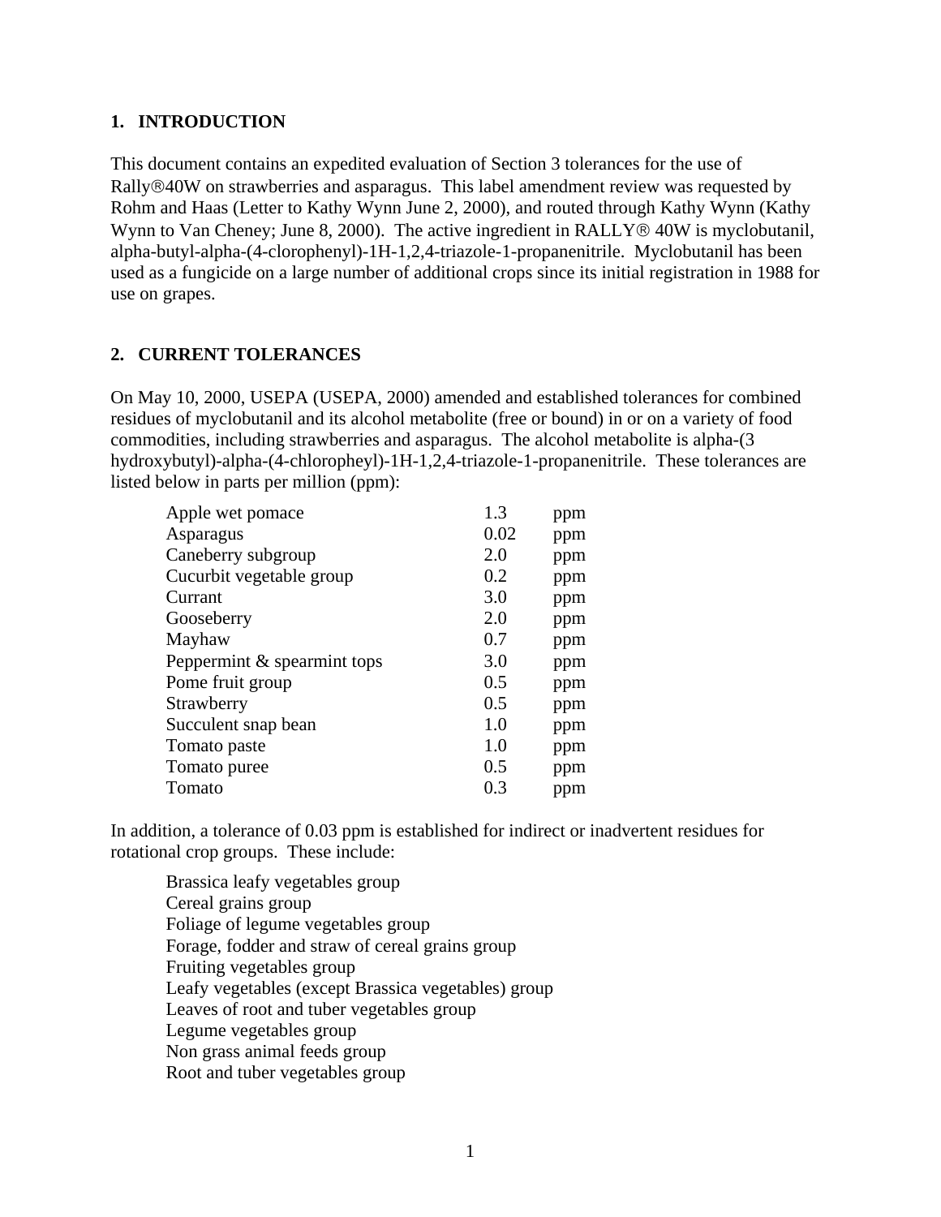## 1. INTRODUCTION

This document contains an expedited evaluation of Section 3 tolerances for the use of Rally®40W on strawberries and asparagus. This label amendment review was requested by Rohm and Haas (Letter to Kathy Wynn June 2, 2000), and routed through Kathy Wynn (Kathy Wynn to Van Cheney; June 8, 2000). The active ingredient in RALLY® 40W is myclobutanil, alpha-butyl-alpha-(4-clorophenyl)-1H-1,2,4-triazole-1-propanenitrile. Myclobutanil has been used as a fungicide on a large number of additional crops since its initial registration in 1988 for use on grapes.

## 2. CURRENT TOLERANCES

On May 10, 2000, USEPA (USEPA, 2000) amended and established tolerances for combined residues of myclobutanil and its alcohol metabolite (free or bound) in or on a variety of food commodities, including strawberries and asparagus. The alcohol metabolite is alpha-(3 hydroxybutyl)-alpha-(4-chloropheyl)-1H-1,2,4-triazole-1-propanenitrile. These tolerances are listed below in parts per million (ppm):

| | | |
|---|---|---|
| Apple wet pomace | 1.3 | ppm |
| Asparagus | 0.02 | ppm |
| Caneberry subgroup | 2.0 | ppm |
| Cucurbit vegetable group | 0.2 | ppm |
| Currant | 3.0 | ppm |
| Gooseberry | 2.0 | ppm |
| Mayhaw | 0.7 | ppm |
| Peppermint & spearmint tops | 3.0 | ppm |
| Pome fruit group | 0.5 | ppm |
| Strawberry | 0.5 | ppm |
| Succulent snap bean | 1.0 | ppm |
| Tomato paste | 1.0 | ppm |
| Tomato puree | 0.5 | ppm |
| Tomato | 0.3 | ppm |

In addition, a tolerance of 0.03 ppm is established for indirect or inadvertent residues for rotational crop groups. These include:

- Brassica leafy vegetables group
- Cereal grains group
- Foliage of legume vegetables group
- Forage, fodder and straw of cereal grains group
- Fruiting vegetables group
- Leafy vegetables (except Brassica vegetables) group
- Leaves of root and tuber vegetables group
- Legume vegetables group
- Non grass animal feeds group
- Root and tuber vegetables group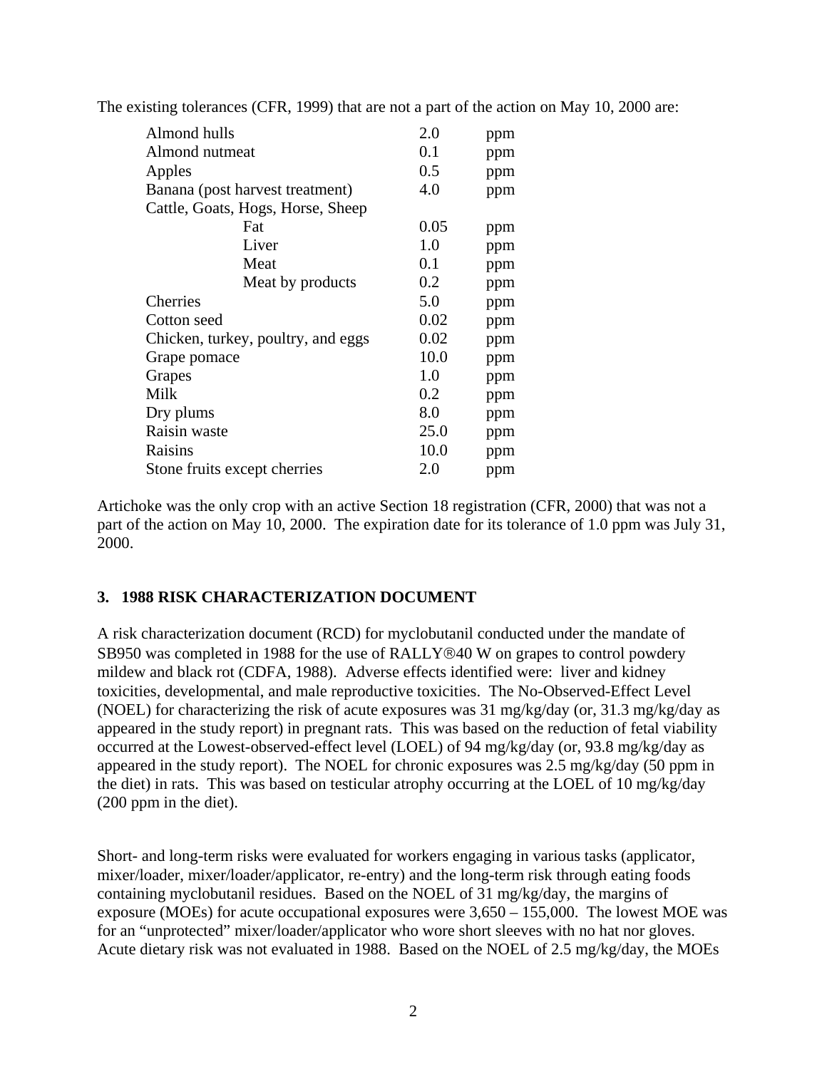The existing tolerances (CFR, 1999) that are not a part of the action on May 10, 2000 are:

| | | |
|---|---|---|
| Almond hulls | 2.0 | ppm |
| Almond nutmeat | 0.1 | ppm |
| Apples | 0.5 | ppm |
| Banana (post harvest treatment) | 4.0 | ppm |
| Cattle, Goats, Hogs, Horse, Sheep | | |
| Fat | 0.05 | ppm |
| Liver | 1.0 | ppm |
| Meat | 0.1 | ppm |
| Meat by products | 0.2 | ppm |
| Cherries | 5.0 | ppm |
| Cotton seed | 0.02 | ppm |
| Chicken, turkey, poultry, and eggs | 0.02 | ppm |
| Grape pomace | 10.0 | ppm |
| Grapes | 1.0 | ppm |
| Milk | 0.2 | ppm |
| Dry plums | 8.0 | ppm |
| Raisin waste | 25.0 | ppm |
| Raisins | 10.0 | ppm |
| Stone fruits except cherries | 2.0 | ppm |

Artichoke was the only crop with an active Section 18 registration (CFR, 2000) that was not a part of the action on May 10, 2000. The expiration date for its tolerance of 1.0 ppm was July 31, 2000.

## 3. 1988 RISK CHARACTERIZATION DOCUMENT

A risk characterization document (RCD) for myclobutanil conducted under the mandate of SB950 was completed in 1988 for the use of RALLY®40 W on grapes to control powdery mildew and black rot (CDFA, 1988). Adverse effects identified were: liver and kidney toxicities, developmental, and male reproductive toxicities. The No-Observed-Effect Level (NOEL) for characterizing the risk of acute exposures was 31 mg/kg/day (or, 31.3 mg/kg/day as appeared in the study report) in pregnant rats. This was based on the reduction of fetal viability occurred at the Lowest-observed-effect level (LOEL) of 94 mg/kg/day (or, 93.8 mg/kg/day as appeared in the study report). The NOEL for chronic exposures was 2.5 mg/kg/day (50 ppm in the diet) in rats. This was based on testicular atrophy occurring at the LOEL of 10 mg/kg/day (200 ppm in the diet).

Short- and long-term risks were evaluated for workers engaging in various tasks (applicator, mixer/loader, mixer/loader/applicator, re-entry) and the long-term risk through eating foods containing myclobutanil residues. Based on the NOEL of 31 mg/kg/day, the margins of exposure (MOEs) for acute occupational exposures were 3,650 – 155,000. The lowest MOE was for an "unprotected" mixer/loader/applicator who wore short sleeves with no hat nor gloves. Acute dietary risk was not evaluated in 1988. Based on the NOEL of 2.5 mg/kg/day, the MOEs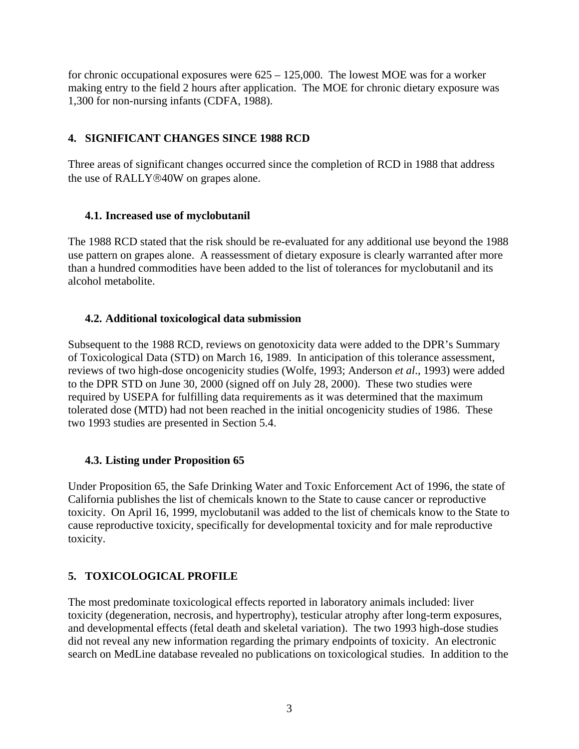for chronic occupational exposures were 625 – 125,000. The lowest MOE was for a worker making entry to the field 2 hours after application. The MOE for chronic dietary exposure was 1,300 for non-nursing infants (CDFA, 1988).

## 4. SIGNIFICANT CHANGES SINCE 1988 RCD

Three areas of significant changes occurred since the completion of RCD in 1988 that address the use of RALLY®40W on grapes alone.

### 4.1. Increased use of myclobutanil

The 1988 RCD stated that the risk should be re-evaluated for any additional use beyond the 1988 use pattern on grapes alone. A reassessment of dietary exposure is clearly warranted after more than a hundred commodities have been added to the list of tolerances for myclobutanil and its alcohol metabolite.

### 4.2. Additional toxicological data submission

Subsequent to the 1988 RCD, reviews on genotoxicity data were added to the DPR's Summary of Toxicological Data (STD) on March 16, 1989. In anticipation of this tolerance assessment, reviews of two high-dose oncogenicity studies (Wolfe, 1993; Anderson *et al*., 1993) were added to the DPR STD on June 30, 2000 (signed off on July 28, 2000). These two studies were required by USEPA for fulfilling data requirements as it was determined that the maximum tolerated dose (MTD) had not been reached in the initial oncogenicity studies of 1986. These two 1993 studies are presented in Section 5.4.

### 4.3. Listing under Proposition 65

Under Proposition 65, the Safe Drinking Water and Toxic Enforcement Act of 1996, the state of California publishes the list of chemicals known to the State to cause cancer or reproductive toxicity. On April 16, 1999, myclobutanil was added to the list of chemicals know to the State to cause reproductive toxicity, specifically for developmental toxicity and for male reproductive toxicity.

## 5. TOXICOLOGICAL PROFILE

The most predominate toxicological effects reported in laboratory animals included: liver toxicity (degeneration, necrosis, and hypertrophy), testicular atrophy after long-term exposures, and developmental effects (fetal death and skeletal variation). The two 1993 high-dose studies did not reveal any new information regarding the primary endpoints of toxicity. An electronic search on MedLine database revealed no publications on toxicological studies. In addition to the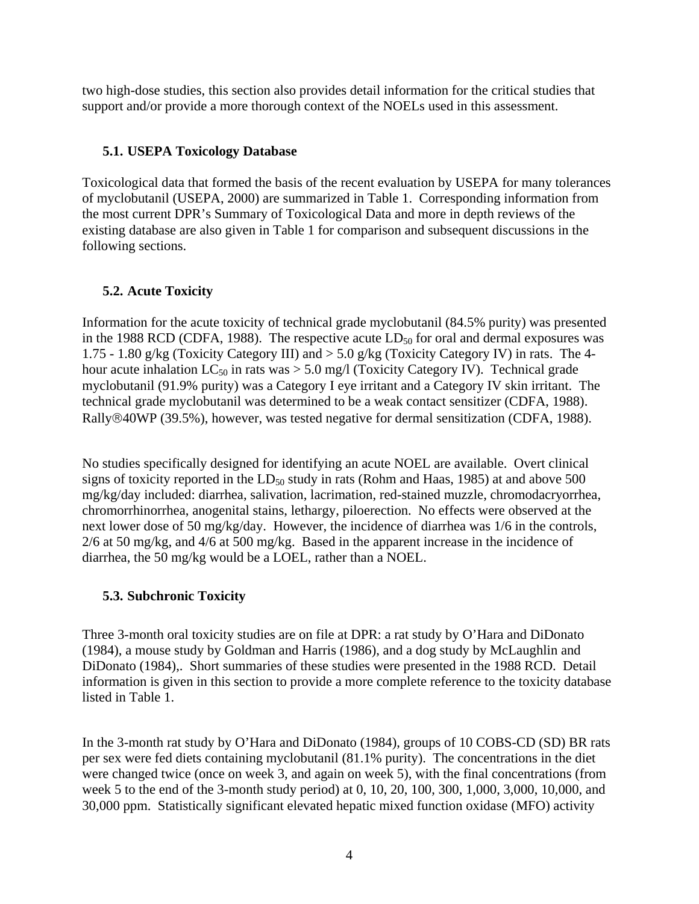two high-dose studies, this section also provides detail information for the critical studies that support and/or provide a more thorough context of the NOELs used in this assessment.

### 5.1. USEPA Toxicology Database

Toxicological data that formed the basis of the recent evaluation by USEPA for many tolerances of myclobutanil (USEPA, 2000) are summarized in Table 1. Corresponding information from the most current DPR's Summary of Toxicological Data and more in depth reviews of the existing database are also given in Table 1 for comparison and subsequent discussions in the following sections.

### 5.2. Acute Toxicity

Information for the acute toxicity of technical grade myclobutanil (84.5% purity) was presented in the 1988 RCD (CDFA, 1988). The respective acute $LD_{50}$ for oral and dermal exposures was 1.75 - 1.80 g/kg (Toxicity Category III) and > 5.0 g/kg (Toxicity Category IV) in rats. The 4-hour acute inhalation $LC_{50}$ in rats was > 5.0 mg/l (Toxicity Category IV). Technical grade myclobutanil (91.9% purity) was a Category I eye irritant and a Category IV skin irritant. The technical grade myclobutanil was determined to be a weak contact sensitizer (CDFA, 1988). Rally®40WP (39.5%), however, was tested negative for dermal sensitization (CDFA, 1988).

No studies specifically designed for identifying an acute NOEL are available. Overt clinical signs of toxicity reported in the $LD_{50}$ study in rats (Rohm and Haas, 1985) at and above 500 mg/kg/day included: diarrhea, salivation, lacrimation, red-stained muzzle, chromodacryorrhea, chromorrhinorrhea, anogenital stains, lethargy, piloerection. No effects were observed at the next lower dose of 50 mg/kg/day. However, the incidence of diarrhea was 1/6 in the controls, 2/6 at 50 mg/kg, and 4/6 at 500 mg/kg. Based in the apparent increase in the incidence of diarrhea, the 50 mg/kg would be a LOEL, rather than a NOEL.

### 5.3. Subchronic Toxicity

Three 3-month oral toxicity studies are on file at DPR: a rat study by O'Hara and DiDonato (1984), a mouse study by Goldman and Harris (1986), and a dog study by McLaughlin and DiDonato (1984),. Short summaries of these studies were presented in the 1988 RCD. Detail information is given in this section to provide a more complete reference to the toxicity database listed in Table 1.

In the 3-month rat study by O'Hara and DiDonato (1984), groups of 10 COBS-CD (SD) BR rats per sex were fed diets containing myclobutanil (81.1% purity). The concentrations in the diet were changed twice (once on week 3, and again on week 5), with the final concentrations (from week 5 to the end of the 3-month study period) at 0, 10, 20, 100, 300, 1,000, 3,000, 10,000, and 30,000 ppm. Statistically significant elevated hepatic mixed function oxidase (MFO) activity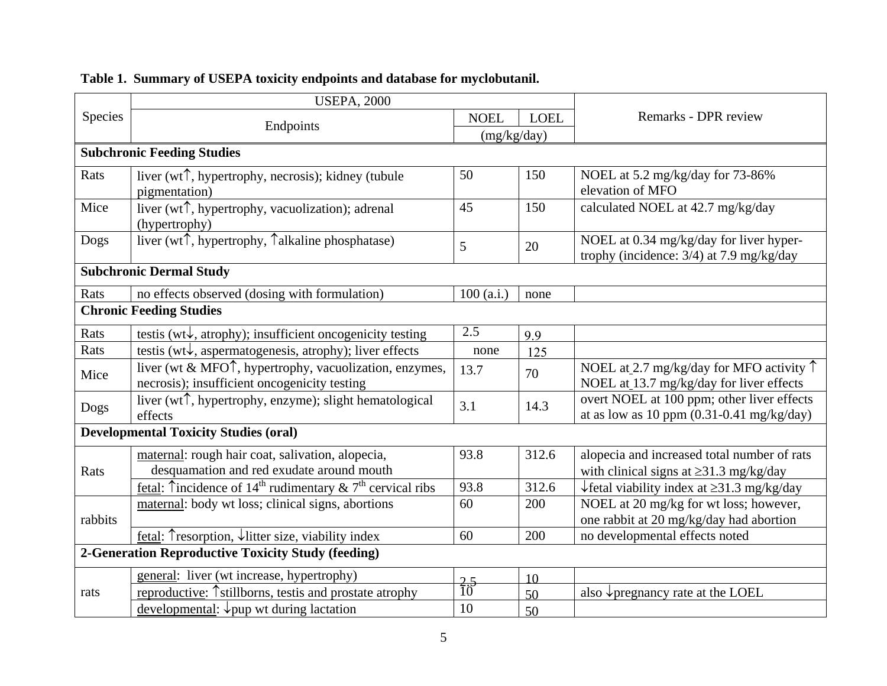**Table 1. Summary of USEPA toxicity endpoints and database for myclobutanil.**

| Species | USEPA, 2000 | | | Remarks - DPR review |
|---|---|---|---|---|
| | Endpoints | NOEL | LOEL | |
| | | (mg/kg/day) | | |
| **Subchronic Feeding Studies** | | | | |
| Rats | liver (wt↑, hypertrophy, necrosis); kidney (tubule pigmentation) | 50 | 150 | NOEL at 5.2 mg/kg/day for 73-86% elevation of MFO |
| Mice | liver (wt↑, hypertrophy, vacuolization); adrenal (hypertrophy) | 45 | 150 | calculated NOEL at 42.7 mg/kg/day |
| Dogs | liver (wt↑, hypertrophy, ↑alkaline phosphatase) | 5 | 20 | NOEL at 0.34 mg/kg/day for liver hyper-trophy (incidence: 3/4) at 7.9 mg/kg/day |
| **Subchronic Dermal Study** | | | | |
| Rats | no effects observed (dosing with formulation) | 100 (a.i.) | none | |
| **Chronic Feeding Studies** | | | | |
| Rats | testis (wt↓, atrophy); insufficient oncogenicity testing | 2.5 | 9.9 | |
| Rats | testis (wt↓, aspermatogenesis, atrophy); liver effects | none | 125 | |
| Mice | liver (wt & MFO↑, hypertrophy, vacuolization, enzymes, necrosis); insufficient oncogenicity testing | 13.7 | 70 | NOEL at 2.7 mg/kg/day for MFO activity ↑<br>NOEL at 13.7 mg/kg/day for liver effects |
| Dogs | liver (wt↑, hypertrophy, enzyme); slight hematological effects | 3.1 | 14.3 | overt NOEL at 100 ppm; other liver effects at as low as 10 ppm (0.31-0.41 mg/kg/day) |
| **Developmental Toxicity Studies (oral)** | | | | |
| Rats | maternal: rough hair coat, salivation, alopecia, desquamation and red exudate around mouth | 93.8 | 312.6 | alopecia and increased total number of rats with clinical signs at ≥31.3 mg/kg/day |
| | fetal: ↑incidence of 14th rudimentary & 7th cervical ribs | 93.8 | 312.6 | ↓fetal viability index at ≥31.3 mg/kg/day |
| rabbits | maternal: body wt loss; clinical signs, abortions | 60 | 200 | NOEL at 20 mg/kg for wt loss; however, one rabbit at 20 mg/kg/day had abortion |
| | fetal: ↑resorption, ↓litter size, viability index | 60 | 200 | no developmental effects noted |
| **2-Generation Reproductive Toxicity Study (feeding)** | | | | |
| rats | general: liver (wt increase, hypertrophy) | 2.5 | 10 | |
| | reproductive: ↑stillborns, testis and prostate atrophy | 10 | 50 | also ↓pregnancy rate at the LOEL |
| | developmental: ↓pup wt during lactation | 10 | 50 | |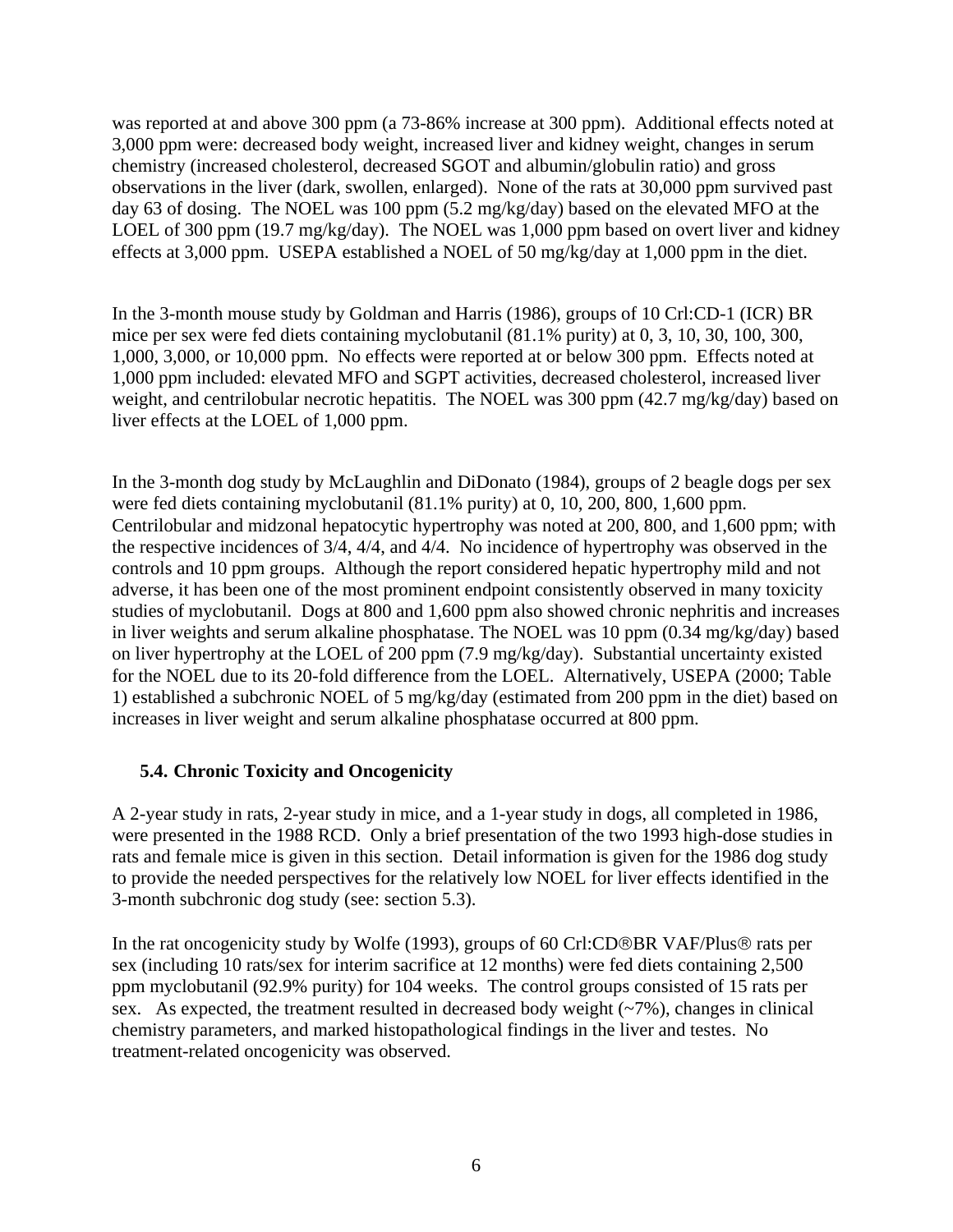was reported at and above 300 ppm (a 73-86% increase at 300 ppm). Additional effects noted at 3,000 ppm were: decreased body weight, increased liver and kidney weight, changes in serum chemistry (increased cholesterol, decreased SGOT and albumin/globulin ratio) and gross observations in the liver (dark, swollen, enlarged). None of the rats at 30,000 ppm survived past day 63 of dosing. The NOEL was 100 ppm (5.2 mg/kg/day) based on the elevated MFO at the LOEL of 300 ppm (19.7 mg/kg/day). The NOEL was 1,000 ppm based on overt liver and kidney effects at 3,000 ppm. USEPA established a NOEL of 50 mg/kg/day at 1,000 ppm in the diet.

In the 3-month mouse study by Goldman and Harris (1986), groups of 10 Crl:CD-1 (ICR) BR mice per sex were fed diets containing myclobutanil (81.1% purity) at 0, 3, 10, 30, 100, 300, 1,000, 3,000, or 10,000 ppm. No effects were reported at or below 300 ppm. Effects noted at 1,000 ppm included: elevated MFO and SGPT activities, decreased cholesterol, increased liver weight, and centrilobular necrotic hepatitis. The NOEL was 300 ppm (42.7 mg/kg/day) based on liver effects at the LOEL of 1,000 ppm.

In the 3-month dog study by McLaughlin and DiDonato (1984), groups of 2 beagle dogs per sex were fed diets containing myclobutanil (81.1% purity) at 0, 10, 200, 800, 1,600 ppm. Centrilobular and midzonal hepatocytic hypertrophy was noted at 200, 800, and 1,600 ppm; with the respective incidences of 3/4, 4/4, and 4/4. No incidence of hypertrophy was observed in the controls and 10 ppm groups. Although the report considered hepatic hypertrophy mild and not adverse, it has been one of the most prominent endpoint consistently observed in many toxicity studies of myclobutanil. Dogs at 800 and 1,600 ppm also showed chronic nephritis and increases in liver weights and serum alkaline phosphatase. The NOEL was 10 ppm (0.34 mg/kg/day) based on liver hypertrophy at the LOEL of 200 ppm (7.9 mg/kg/day). Substantial uncertainty existed for the NOEL due to its 20-fold difference from the LOEL. Alternatively, USEPA (2000; Table 1) established a subchronic NOEL of 5 mg/kg/day (estimated from 200 ppm in the diet) based on increases in liver weight and serum alkaline phosphatase occurred at 800 ppm.

### 5.4. Chronic Toxicity and Oncogenicity

A 2-year study in rats, 2-year study in mice, and a 1-year study in dogs, all completed in 1986, were presented in the 1988 RCD. Only a brief presentation of the two 1993 high-dose studies in rats and female mice is given in this section. Detail information is given for the 1986 dog study to provide the needed perspectives for the relatively low NOEL for liver effects identified in the 3-month subchronic dog study (see: section 5.3).

In the rat oncogenicity study by Wolfe (1993), groups of 60 Crl:CD®BR VAF/Plus® rats per sex (including 10 rats/sex for interim sacrifice at 12 months) were fed diets containing 2,500 ppm myclobutanil (92.9% purity) for 104 weeks. The control groups consisted of 15 rats per sex. As expected, the treatment resulted in decreased body weight (~7%), changes in clinical chemistry parameters, and marked histopathological findings in the liver and testes. No treatment-related oncogenicity was observed.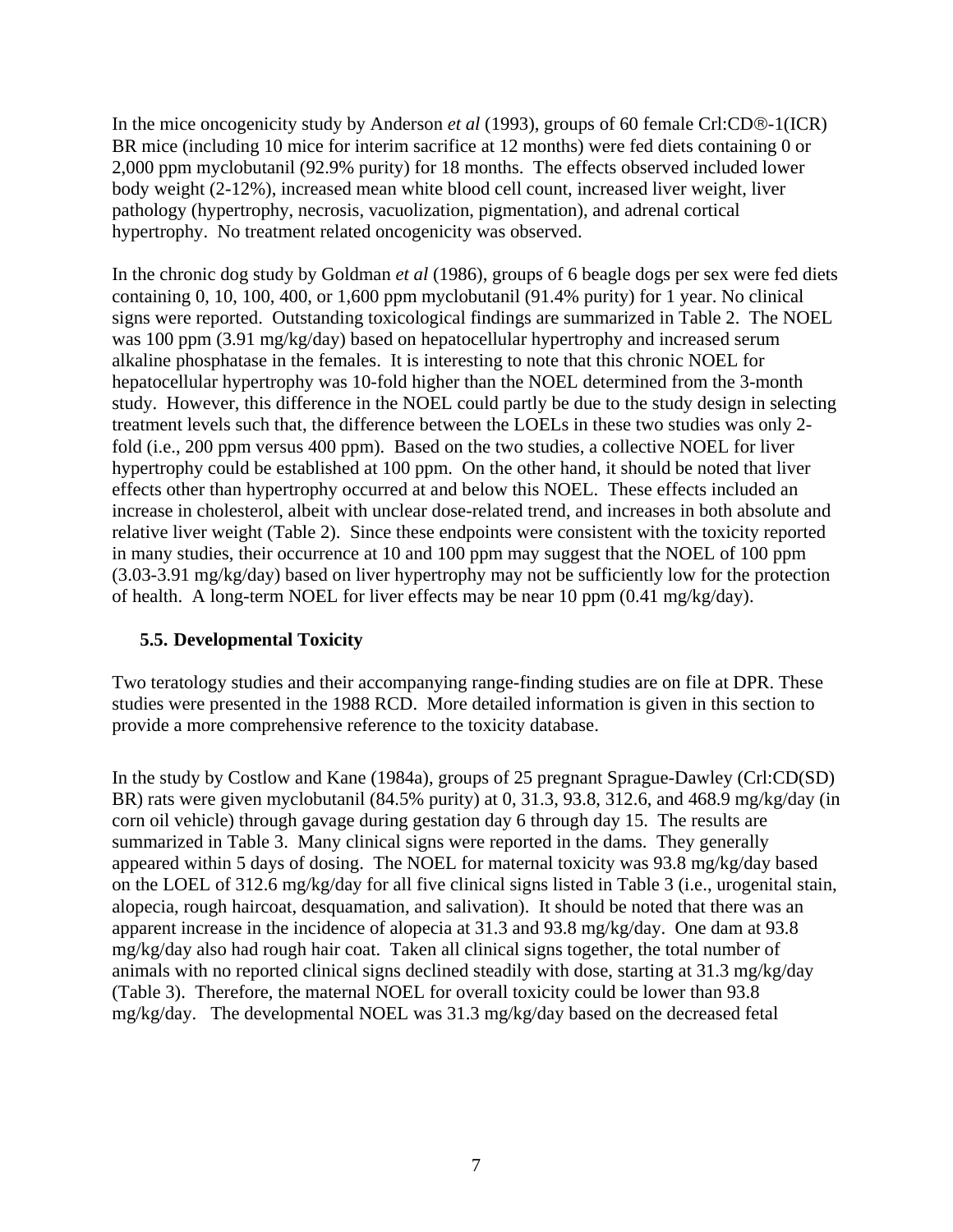In the mice oncogenicity study by Anderson *et al* (1993), groups of 60 female Crl:CD®-1(ICR) BR mice (including 10 mice for interim sacrifice at 12 months) were fed diets containing 0 or 2,000 ppm myclobutanil (92.9% purity) for 18 months. The effects observed included lower body weight (2-12%), increased mean white blood cell count, increased liver weight, liver pathology (hypertrophy, necrosis, vacuolization, pigmentation), and adrenal cortical hypertrophy. No treatment related oncogenicity was observed.

In the chronic dog study by Goldman *et al* (1986), groups of 6 beagle dogs per sex were fed diets containing 0, 10, 100, 400, or 1,600 ppm myclobutanil (91.4% purity) for 1 year. No clinical signs were reported. Outstanding toxicological findings are summarized in Table 2. The NOEL was 100 ppm (3.91 mg/kg/day) based on hepatocellular hypertrophy and increased serum alkaline phosphatase in the females. It is interesting to note that this chronic NOEL for hepatocellular hypertrophy was 10-fold higher than the NOEL determined from the 3-month study. However, this difference in the NOEL could partly be due to the study design in selecting treatment levels such that, the difference between the LOELs in these two studies was only 2-fold (i.e., 200 ppm versus 400 ppm). Based on the two studies, a collective NOEL for liver hypertrophy could be established at 100 ppm. On the other hand, it should be noted that liver effects other than hypertrophy occurred at and below this NOEL. These effects included an increase in cholesterol, albeit with unclear dose-related trend, and increases in both absolute and relative liver weight (Table 2). Since these endpoints were consistent with the toxicity reported in many studies, their occurrence at 10 and 100 ppm may suggest that the NOEL of 100 ppm (3.03-3.91 mg/kg/day) based on liver hypertrophy may not be sufficiently low for the protection of health. A long-term NOEL for liver effects may be near 10 ppm (0.41 mg/kg/day).

### 5.5. Developmental Toxicity

Two teratology studies and their accompanying range-finding studies are on file at DPR. These studies were presented in the 1988 RCD. More detailed information is given in this section to provide a more comprehensive reference to the toxicity database.

In the study by Costlow and Kane (1984a), groups of 25 pregnant Sprague-Dawley (Crl:CD(SD) BR) rats were given myclobutanil (84.5% purity) at 0, 31.3, 93.8, 312.6, and 468.9 mg/kg/day (in corn oil vehicle) through gavage during gestation day 6 through day 15. The results are summarized in Table 3. Many clinical signs were reported in the dams. They generally appeared within 5 days of dosing. The NOEL for maternal toxicity was 93.8 mg/kg/day based on the LOEL of 312.6 mg/kg/day for all five clinical signs listed in Table 3 (i.e., urogenital stain, alopecia, rough haircoat, desquamation, and salivation). It should be noted that there was an apparent increase in the incidence of alopecia at 31.3 and 93.8 mg/kg/day. One dam at 93.8 mg/kg/day also had rough hair coat. Taken all clinical signs together, the total number of animals with no reported clinical signs declined steadily with dose, starting at 31.3 mg/kg/day (Table 3). Therefore, the maternal NOEL for overall toxicity could be lower than 93.8 mg/kg/day. The developmental NOEL was 31.3 mg/kg/day based on the decreased fetal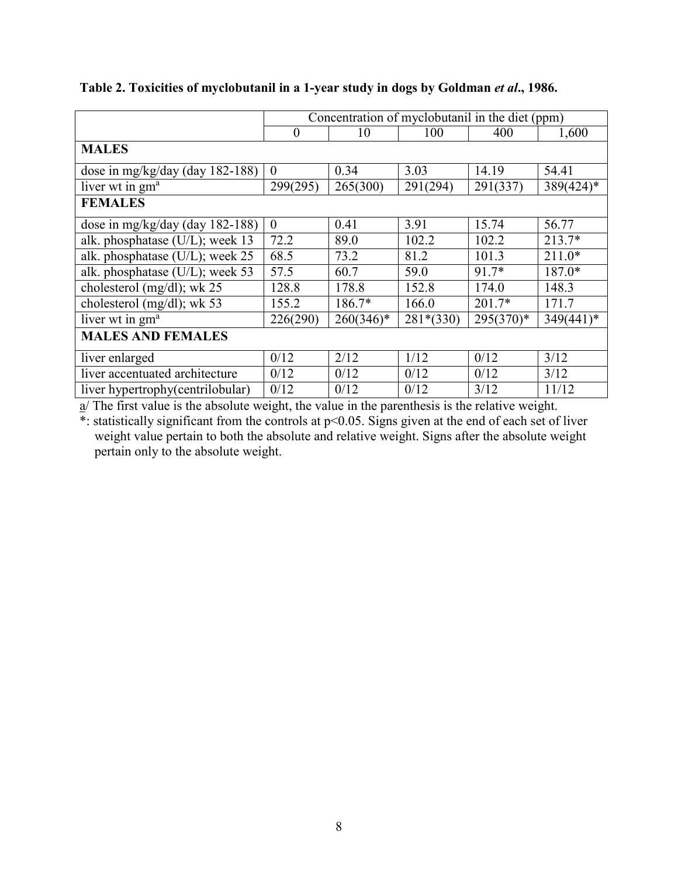**Table 2. Toxicities of myclobutanil in a 1-year study in dogs by Goldman *et al*., 1986.**

| | Concentration of myclobutanil in the diet (ppm) | | | | |
|---|---|---|---|---|---|
| | 0 | 10 | 100 | 400 | 1,600 |
| **MALES** | | | | | |
| dose in mg/kg/day (day 182-188) | 0 | 0.34 | 3.03 | 14.19 | 54.41 |
| liver wt in gm[a] | 299(295) | 265(300) | 291(294) | 291(337) | 389(424)* |
| **FEMALES** | | | | | |
| dose in mg/kg/day (day 182-188) | 0 | 0.41 | 3.91 | 15.74 | 56.77 |
| alk. phosphatase (U/L); week 13 | 72.2 | 89.0 | 102.2 | 102.2 | 213.7* |
| alk. phosphatase (U/L); week 25 | 68.5 | 73.2 | 81.2 | 101.3 | 211.0* |
| alk. phosphatase (U/L); week 53 | 57.5 | 60.7 | 59.0 | 91.7* | 187.0* |
| cholesterol (mg/dl); wk 25 | 128.8 | 178.8 | 152.8 | 174.0 | 148.3 |
| cholesterol (mg/dl); wk 53 | 155.2 | 186.7* | 166.0 | 201.7* | 171.7 |
| liver wt in gm[a] | 226(290) | 260(346)* | 281*(330) | 295(370)* | 349(441)* |
| **MALES AND FEMALES** | | | | | |
| liver enlarged | 0/12 | 2/12 | 1/12 | 0/12 | 3/12 |
| liver accentuated architecture | 0/12 | 0/12 | 0/12 | 0/12 | 3/12 |
| liver hypertrophy(centrilobular) | 0/12 | 0/12 | 0/12 | 3/12 | 11/12 |

a/ The first value is the absolute weight, the value in the parenthesis is the relative weight.

*: statistically significant from the controls at $p<0.05$. Signs given at the end of each set of liver weight value pertain to both the absolute and relative weight. Signs after the absolute weight pertain only to the absolute weight.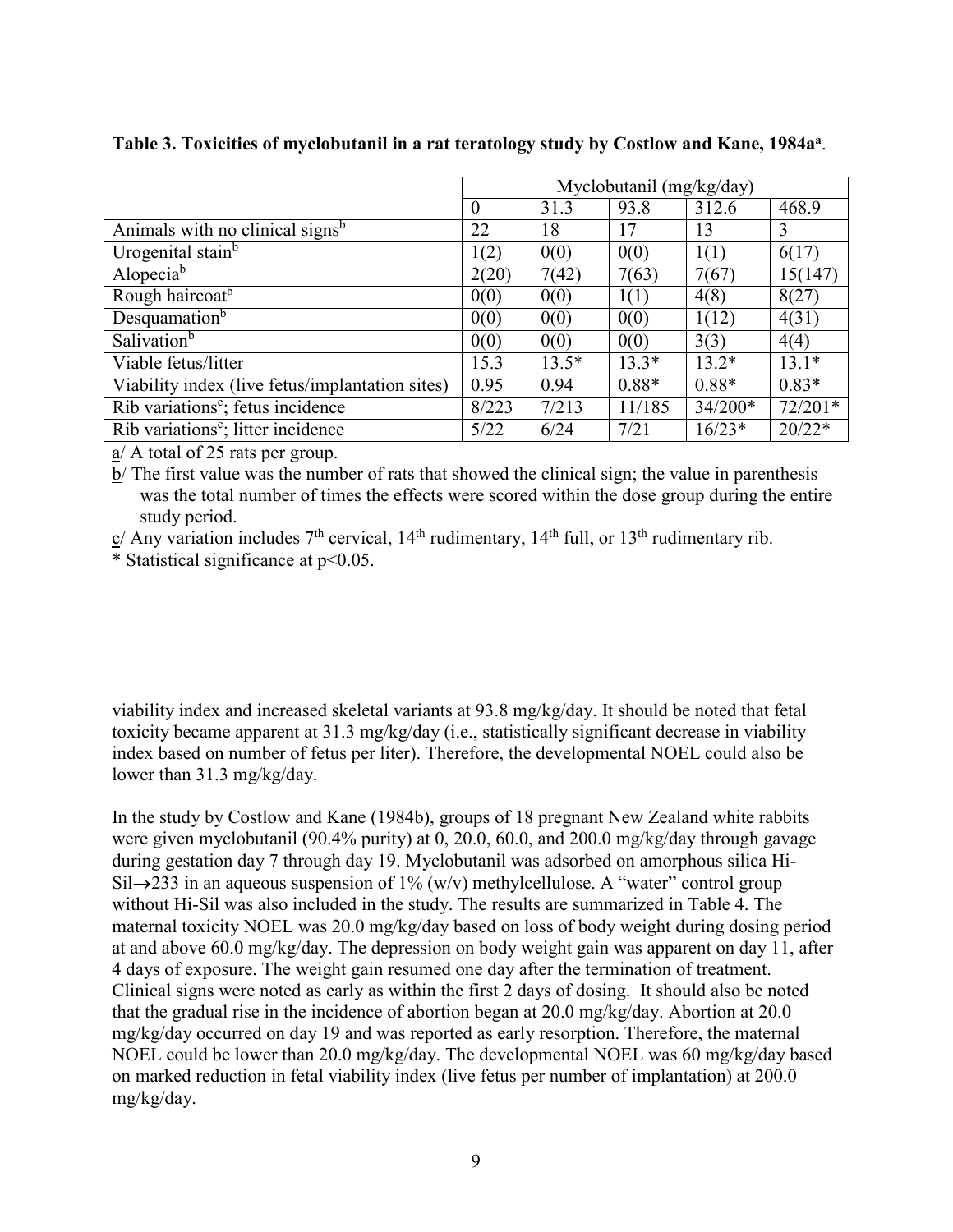**Table 3. Toxicities of myclobutanil in a rat teratology study by Costlow and Kane, 1984a[a].**

| | Myclobutanil (mg/kg/day) | | | | |
|---|---|---|---|---|---|
| | 0 | 31.3 | 93.8 | 312.6 | 468.9 |
| Animals with no clinical signs[b] | 22 | 18 | 17 | 13 | 3 |
| Urogenital stain[b] | 1(2) | 0(0) | 0(0) | 1(1) | 6(17) |
| Alopecia[b] | 2(20) | 7(42) | 7(63) | 7(67) | 15(147) |
| Rough haircoat[b] | 0(0) | 0(0) | 1(1) | 4(8) | 8(27) |
| Desquamation[b] | 0(0) | 0(0) | 0(0) | 1(12) | 4(31) |
| Salivation[b] | 0(0) | 0(0) | 0(0) | 3(3) | 4(4) |
| Viable fetus/litter | 15.3 | 13.5* | 13.3* | 13.2* | 13.1* |
| Viability index (live fetus/implantation sites) | 0.95 | 0.94 | 0.88* | 0.88* | 0.83* |
| Rib variations[c]; fetus incidence | 8/223 | 7/213 | 11/185 | 34/200* | 72/201* |
| Rib variations[c]; litter incidence | 5/22 | 6/24 | 7/21 | 16/23* | 20/22* |

a/ A total of 25 rats per group.

b/ The first value was the number of rats that showed the clinical sign; the value in parenthesis was the total number of times the effects were scored within the dose group during the entire study period.

c/ Any variation includes 7th cervical, 14th rudimentary, 14th full, or 13th rudimentary rib.

* Statistical significance at $p<0.05$.

viability index and increased skeletal variants at 93.8 mg/kg/day. It should be noted that fetal toxicity became apparent at 31.3 mg/kg/day (i.e., statistically significant decrease in viability index based on number of fetus per liter). Therefore, the developmental NOEL could also be lower than 31.3 mg/kg/day.

In the study by Costlow and Kane (1984b), groups of 18 pregnant New Zealand white rabbits were given myclobutanil (90.4% purity) at 0, 20.0, 60.0, and 200.0 mg/kg/day through gavage during gestation day 7 through day 19. Myclobutanil was adsorbed on amorphous silica Hi-Sil→233 in an aqueous suspension of 1% (w/v) methylcellulose. A "water" control group without Hi-Sil was also included in the study. The results are summarized in Table 4. The maternal toxicity NOEL was 20.0 mg/kg/day based on loss of body weight during dosing period at and above 60.0 mg/kg/day. The depression on body weight gain was apparent on day 11, after 4 days of exposure. The weight gain resumed one day after the termination of treatment. Clinical signs were noted as early as within the first 2 days of dosing. It should also be noted that the gradual rise in the incidence of abortion began at 20.0 mg/kg/day. Abortion at 20.0 mg/kg/day occurred on day 19 and was reported as early resorption. Therefore, the maternal NOEL could be lower than 20.0 mg/kg/day. The developmental NOEL was 60 mg/kg/day based on marked reduction in fetal viability index (live fetus per number of implantation) at 200.0 mg/kg/day.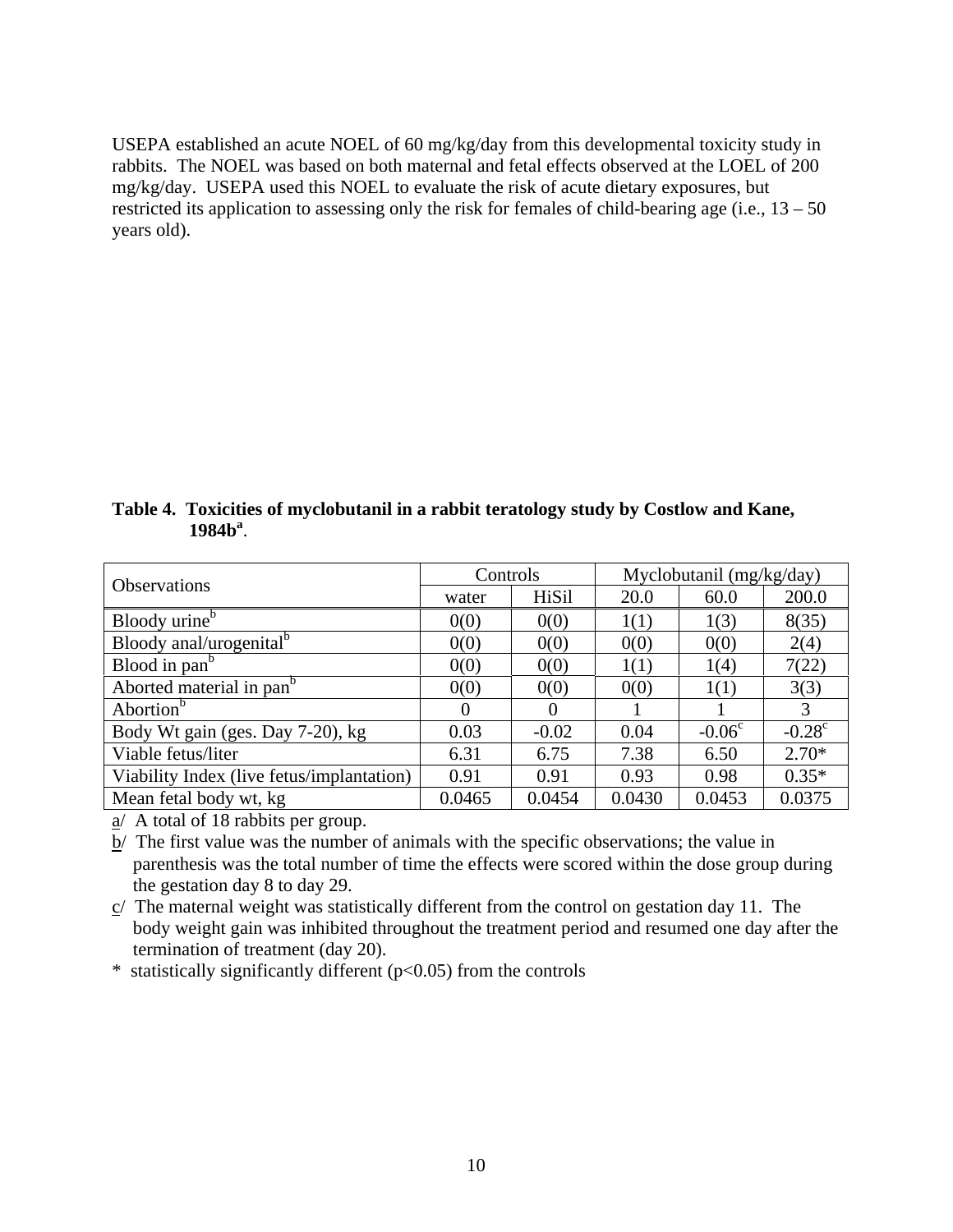USEPA established an acute NOEL of 60 mg/kg/day from this developmental toxicity study in rabbits. The NOEL was based on both maternal and fetal effects observed at the LOEL of 200 mg/kg/day. USEPA used this NOEL to evaluate the risk of acute dietary exposures, but restricted its application to assessing only the risk for females of child-bearing age (i.e., 13 – 50 years old).

**Table 4. Toxicities of myclobutanil in a rabbit teratology study by Costlow and Kane, 1984b[a].**

| Observations | Controls | | Myclobutanil (mg/kg/day) | | |
|---|---|---|---|---|---|
| | water | HiSil | 20.0 | 60.0 | 200.0 |
| Bloody urine[b] | 0(0) | 0(0) | 1(1) | 1(3) | 8(35) |
| Bloody anal/urogenital[b] | 0(0) | 0(0) | 0(0) | 0(0) | 2(4) |
| Blood in pan[b] | 0(0) | 0(0) | 1(1) | 1(4) | 7(22) |
| Aborted material in pan[b] | 0(0) | 0(0) | 0(0) | 1(1) | 3(3) |
| Abortion[b] | 0 | 0 | 1 | 1 | 3 |
| Body Wt gain (ges. Day 7-20), kg | 0.03 | -0.02 | 0.04 | -0.06[c] | -0.28[c] |
| Viable fetus/liter | 6.31 | 6.75 | 7.38 | 6.50 | 2.70* |
| Viability Index (live fetus/implantation) | 0.91 | 0.91 | 0.93 | 0.98 | 0.35* |
| Mean fetal body wt, kg | 0.0465 | 0.0454 | 0.0430 | 0.0453 | 0.0375 |

a/ A total of 18 rabbits per group.

b/ The first value was the number of animals with the specific observations; the value in parenthesis was the total number of time the effects were scored within the dose group during the gestation day 8 to day 29.

c/ The maternal weight was statistically different from the control on gestation day 11. The body weight gain was inhibited throughout the treatment period and resumed one day after the termination of treatment (day 20).

\* statistically significantly different ($p<0.05$) from the controls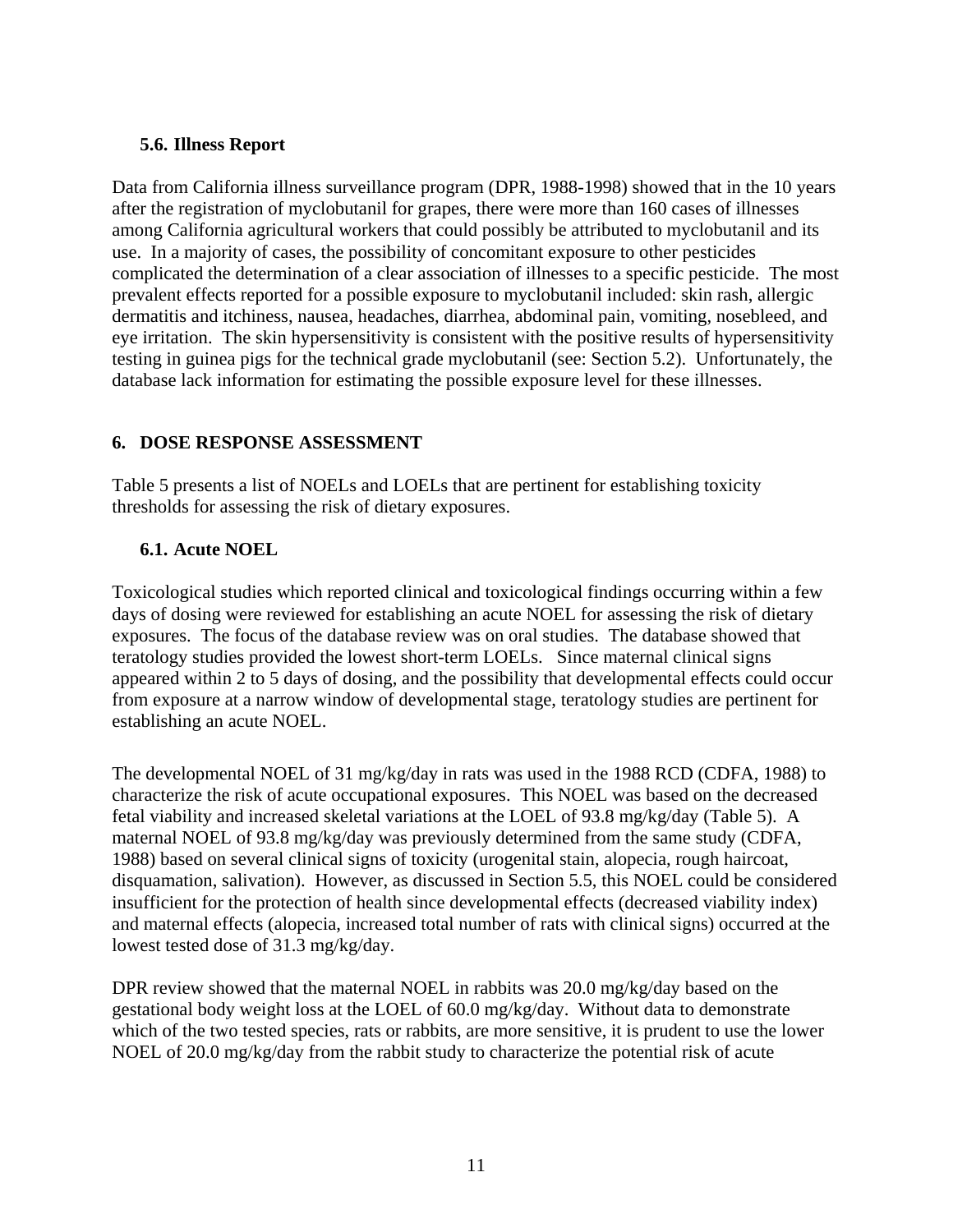### 5.6. Illness Report

Data from California illness surveillance program (DPR, 1988-1998) showed that in the 10 years after the registration of myclobutanil for grapes, there were more than 160 cases of illnesses among California agricultural workers that could possibly be attributed to myclobutanil and its use. In a majority of cases, the possibility of concomitant exposure to other pesticides complicated the determination of a clear association of illnesses to a specific pesticide. The most prevalent effects reported for a possible exposure to myclobutanil included: skin rash, allergic dermatitis and itchiness, nausea, headaches, diarrhea, abdominal pain, vomiting, nosebleed, and eye irritation. The skin hypersensitivity is consistent with the positive results of hypersensitivity testing in guinea pigs for the technical grade myclobutanil (see: Section 5.2). Unfortunately, the database lack information for estimating the possible exposure level for these illnesses.

## 6. DOSE RESPONSE ASSESSMENT

Table 5 presents a list of NOELs and LOELs that are pertinent for establishing toxicity thresholds for assessing the risk of dietary exposures.

### 6.1. Acute NOEL

Toxicological studies which reported clinical and toxicological findings occurring within a few days of dosing were reviewed for establishing an acute NOEL for assessing the risk of dietary exposures. The focus of the database review was on oral studies. The database showed that teratology studies provided the lowest short-term LOELs. Since maternal clinical signs appeared within 2 to 5 days of dosing, and the possibility that developmental effects could occur from exposure at a narrow window of developmental stage, teratology studies are pertinent for establishing an acute NOEL.

The developmental NOEL of 31 mg/kg/day in rats was used in the 1988 RCD (CDFA, 1988) to characterize the risk of acute occupational exposures. This NOEL was based on the decreased fetal viability and increased skeletal variations at the LOEL of 93.8 mg/kg/day (Table 5). A maternal NOEL of 93.8 mg/kg/day was previously determined from the same study (CDFA, 1988) based on several clinical signs of toxicity (urogenital stain, alopecia, rough haircoat, disquamation, salivation). However, as discussed in Section 5.5, this NOEL could be considered insufficient for the protection of health since developmental effects (decreased viability index) and maternal effects (alopecia, increased total number of rats with clinical signs) occurred at the lowest tested dose of 31.3 mg/kg/day.

DPR review showed that the maternal NOEL in rabbits was 20.0 mg/kg/day based on the gestational body weight loss at the LOEL of 60.0 mg/kg/day. Without data to demonstrate which of the two tested species, rats or rabbits, are more sensitive, it is prudent to use the lower NOEL of 20.0 mg/kg/day from the rabbit study to characterize the potential risk of acute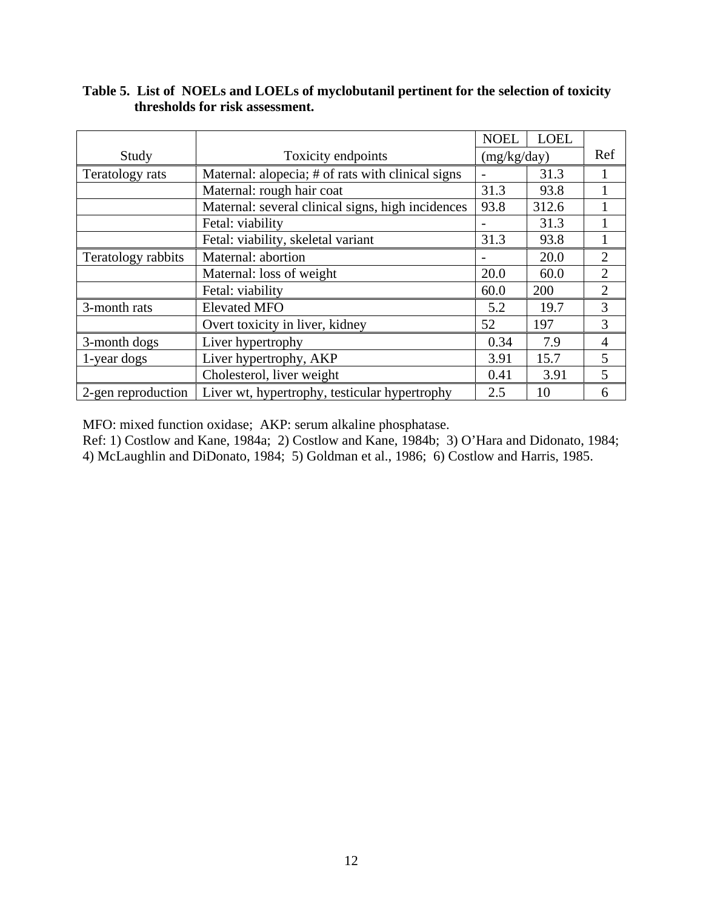**Table 5. List of NOELs and LOELs of myclobutanil pertinent for the selection of toxicity thresholds for risk assessment.**

| Study | Toxicity endpoints | NOEL (mg/kg/day) | LOEL (mg/kg/day) | Ref |
|---|---|---|---|---|
| Teratology rats | Maternal: alopecia; # of rats with clinical signs | - | 31.3 | 1 |
| | Maternal: rough hair coat | 31.3 | 93.8 | 1 |
| | Maternal: several clinical signs, high incidences | 93.8 | 312.6 | 1 |
| | Fetal: viability | - | 31.3 | 1 |
| | Fetal: viability, skeletal variant | 31.3 | 93.8 | 1 |
| Teratology rabbits | Maternal: abortion | - | 20.0 | 2 |
| | Maternal: loss of weight | 20.0 | 60.0 | 2 |
| | Fetal: viability | 60.0 | 200 | 2 |
| 3-month rats | Elevated MFO | 5.2 | 19.7 | 3 |
| | Overt toxicity in liver, kidney | 52 | 197 | 3 |
| 3-month dogs | Liver hypertrophy | 0.34 | 7.9 | 4 |
| 1-year dogs | Liver hypertrophy, AKP | 3.91 | 15.7 | 5 |
| | Cholesterol, liver weight | 0.41 | 3.91 | 5 |
| 2-gen reproduction | Liver wt, hypertrophy, testicular hypertrophy | 2.5 | 10 | 6 |

MFO: mixed function oxidase; AKP: serum alkaline phosphatase.
Ref: 1) Costlow and Kane, 1984a; 2) Costlow and Kane, 1984b; 3) O'Hara and Didonato, 1984; 4) McLaughlin and DiDonato, 1984; 5) Goldman et al., 1986; 6) Costlow and Harris, 1985.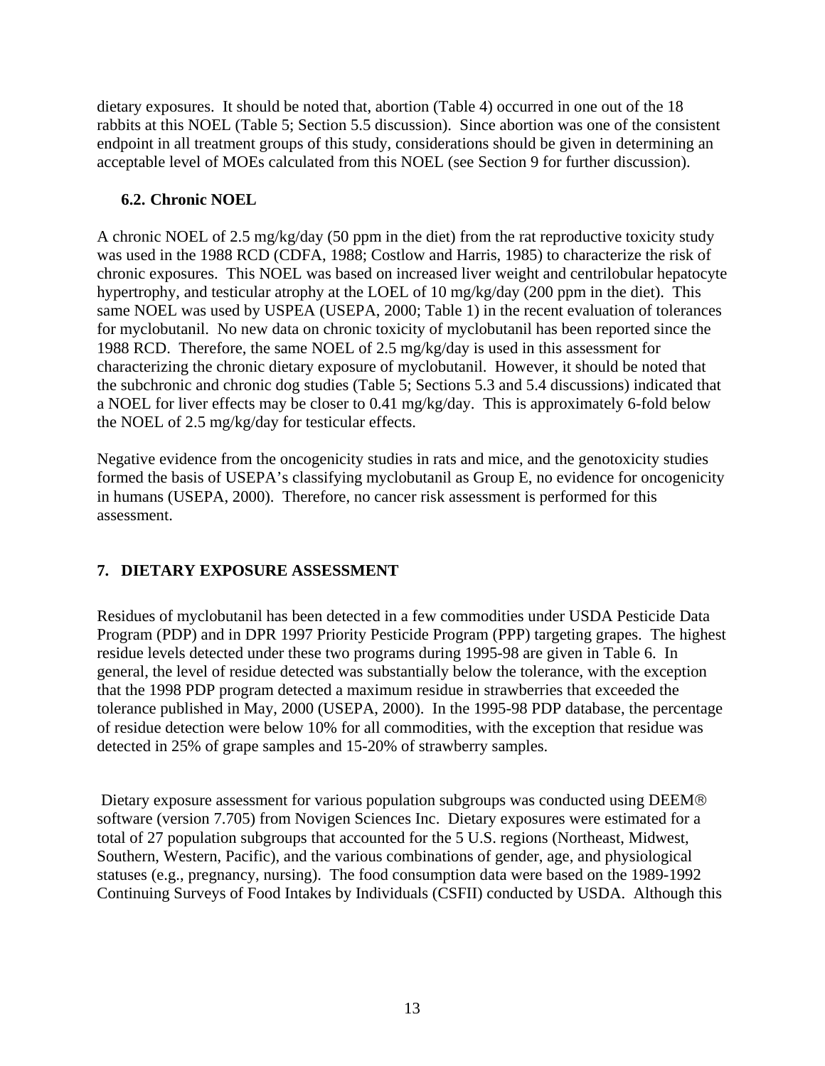dietary exposures. It should be noted that, abortion (Table 4) occurred in one out of the 18 rabbits at this NOEL (Table 5; Section 5.5 discussion). Since abortion was one of the consistent endpoint in all treatment groups of this study, considerations should be given in determining an acceptable level of MOEs calculated from this NOEL (see Section 9 for further discussion).

### 6.2. Chronic NOEL

A chronic NOEL of 2.5 mg/kg/day (50 ppm in the diet) from the rat reproductive toxicity study was used in the 1988 RCD (CDFA, 1988; Costlow and Harris, 1985) to characterize the risk of chronic exposures. This NOEL was based on increased liver weight and centrilobular hepatocyte hypertrophy, and testicular atrophy at the LOEL of 10 mg/kg/day (200 ppm in the diet). This same NOEL was used by USPEA (USEPA, 2000; Table 1) in the recent evaluation of tolerances for myclobutanil. No new data on chronic toxicity of myclobutanil has been reported since the 1988 RCD. Therefore, the same NOEL of 2.5 mg/kg/day is used in this assessment for characterizing the chronic dietary exposure of myclobutanil. However, it should be noted that the subchronic and chronic dog studies (Table 5; Sections 5.3 and 5.4 discussions) indicated that a NOEL for liver effects may be closer to 0.41 mg/kg/day. This is approximately 6-fold below the NOEL of 2.5 mg/kg/day for testicular effects.

Negative evidence from the oncogenicity studies in rats and mice, and the genotoxicity studies formed the basis of USEPA's classifying myclobutanil as Group E, no evidence for oncogenicity in humans (USEPA, 2000). Therefore, no cancer risk assessment is performed for this assessment.

## 7. DIETARY EXPOSURE ASSESSMENT

Residues of myclobutanil has been detected in a few commodities under USDA Pesticide Data Program (PDP) and in DPR 1997 Priority Pesticide Program (PPP) targeting grapes. The highest residue levels detected under these two programs during 1995-98 are given in Table 6. In general, the level of residue detected was substantially below the tolerance, with the exception that the 1998 PDP program detected a maximum residue in strawberries that exceeded the tolerance published in May, 2000 (USEPA, 2000). In the 1995-98 PDP database, the percentage of residue detection were below 10% for all commodities, with the exception that residue was detected in 25% of grape samples and 15-20% of strawberry samples.

Dietary exposure assessment for various population subgroups was conducted using DEEM® software (version 7.705) from Novigen Sciences Inc. Dietary exposures were estimated for a total of 27 population subgroups that accounted for the 5 U.S. regions (Northeast, Midwest, Southern, Western, Pacific), and the various combinations of gender, age, and physiological statuses (e.g., pregnancy, nursing). The food consumption data were based on the 1989-1992 Continuing Surveys of Food Intakes by Individuals (CSFII) conducted by USDA. Although this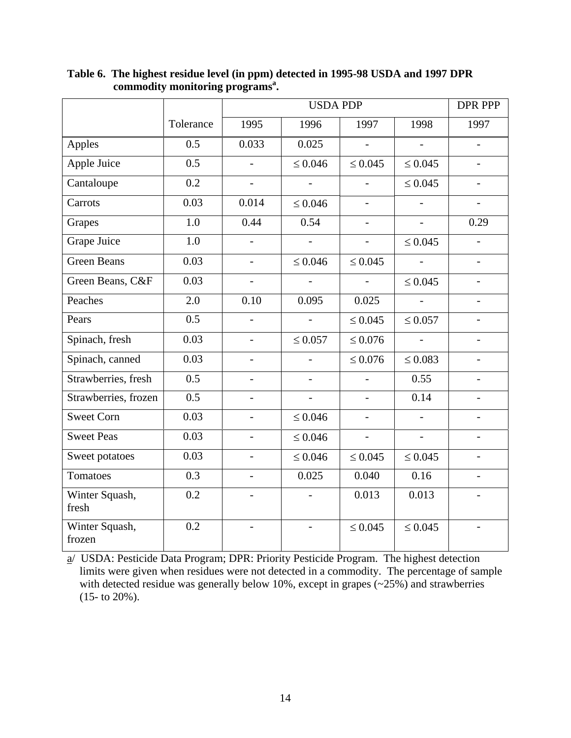**Table 6. The highest residue level (in ppm) detected in 1995-98 USDA and 1997 DPR commodity monitoring programs[a].**

| | Tolerance | USDA PDP | | | | DPR PPP |
|---|---|---|---|---|---|---|
| | | 1995 | 1996 | 1997 | 1998 | 1997 |
| Apples | 0.5 | 0.033 | 0.025 | - | - | - |
| Apple Juice | 0.5 | - | ≤ 0.046 | ≤ 0.045 | ≤ 0.045 | - |
| Cantaloupe | 0.2 | - | - | - | ≤ 0.045 | - |
| Carrots | 0.03 | 0.014 | ≤ 0.046 | - | - | - |
| Grapes | 1.0 | 0.44 | 0.54 | - | - | 0.29 |
| Grape Juice | 1.0 | - | - | - | ≤ 0.045 | - |
| Green Beans | 0.03 | - | ≤ 0.046 | ≤ 0.045 | - | - |
| Green Beans, C&F | 0.03 | - | - | - | ≤ 0.045 | - |
| Peaches | 2.0 | 0.10 | 0.095 | 0.025 | - | - |
| Pears | 0.5 | - | - | ≤ 0.045 | ≤ 0.057 | - |
| Spinach, fresh | 0.03 | - | ≤ 0.057 | ≤ 0.076 | - | - |
| Spinach, canned | 0.03 | - | - | ≤ 0.076 | ≤ 0.083 | - |
| Strawberries, fresh | 0.5 | - | - | - | 0.55 | - |
| Strawberries, frozen | 0.5 | - | - | - | 0.14 | - |
| Sweet Corn | 0.03 | - | ≤ 0.046 | - | - | - |
| Sweet Peas | 0.03 | - | ≤ 0.046 | - | - | - |
| Sweet potatoes | 0.03 | - | ≤ 0.046 | ≤ 0.045 | ≤ 0.045 | - |
| Tomatoes | 0.3 | - | 0.025 | 0.040 | 0.16 | - |
| Winter Squash, fresh | 0.2 | - | - | 0.013 | 0.013 | - |
| Winter Squash, frozen | 0.2 | - | - | ≤ 0.045 | ≤ 0.045 | - |

a/ USDA: Pesticide Data Program; DPR: Priority Pesticide Program. The highest detection limits were given when residues were not detected in a commodity. The percentage of sample with detected residue was generally below 10%, except in grapes (~25%) and strawberries (15- to 20%).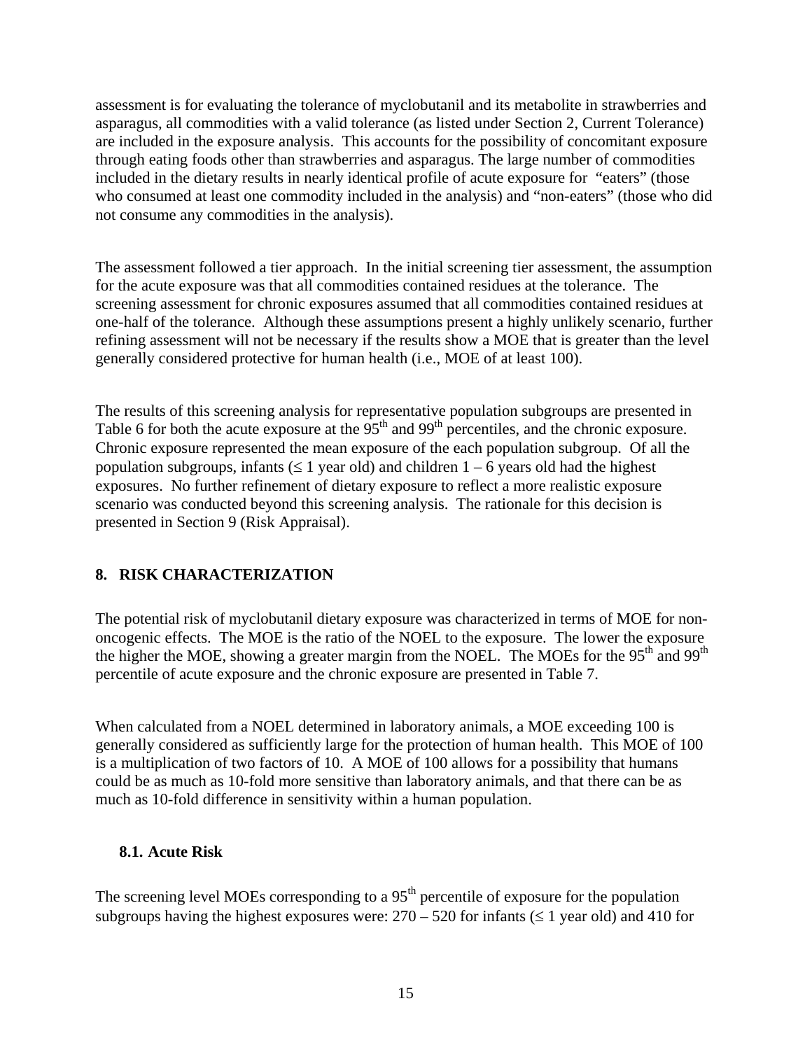assessment is for evaluating the tolerance of myclobutanil and its metabolite in strawberries and asparagus, all commodities with a valid tolerance (as listed under Section 2, Current Tolerance) are included in the exposure analysis. This accounts for the possibility of concomitant exposure through eating foods other than strawberries and asparagus. The large number of commodities included in the dietary results in nearly identical profile of acute exposure for "eaters" (those who consumed at least one commodity included in the analysis) and "non-eaters" (those who did not consume any commodities in the analysis).

The assessment followed a tier approach. In the initial screening tier assessment, the assumption for the acute exposure was that all commodities contained residues at the tolerance. The screening assessment for chronic exposures assumed that all commodities contained residues at one-half of the tolerance. Although these assumptions present a highly unlikely scenario, further refining assessment will not be necessary if the results show a MOE that is greater than the level generally considered protective for human health (i.e., MOE of at least 100).

The results of this screening analysis for representative population subgroups are presented in Table 6 for both the acute exposure at the 95$^{th}$ and 99$^{th}$ percentiles, and the chronic exposure. Chronic exposure represented the mean exposure of the each population subgroup. Of all the population subgroups, infants ($\leq$ 1 year old) and children 1 – 6 years old had the highest exposures. No further refinement of dietary exposure to reflect a more realistic exposure scenario was conducted beyond this screening analysis. The rationale for this decision is presented in Section 9 (Risk Appraisal).

## 8. RISK CHARACTERIZATION

The potential risk of myclobutanil dietary exposure was characterized in terms of MOE for non-oncogenic effects. The MOE is the ratio of the NOEL to the exposure. The lower the exposure the higher the MOE, showing a greater margin from the NOEL. The MOEs for the 95$^{th}$ and 99$^{th}$ percentile of acute exposure and the chronic exposure are presented in Table 7.

When calculated from a NOEL determined in laboratory animals, a MOE exceeding 100 is generally considered as sufficiently large for the protection of human health. This MOE of 100 is a multiplication of two factors of 10. A MOE of 100 allows for a possibility that humans could be as much as 10-fold more sensitive than laboratory animals, and that there can be as much as 10-fold difference in sensitivity within a human population.

### 8.1. Acute Risk

The screening level MOEs corresponding to a 95$^{th}$ percentile of exposure for the population subgroups having the highest exposures were: 270 – 520 for infants ($\leq$ 1 year old) and 410 for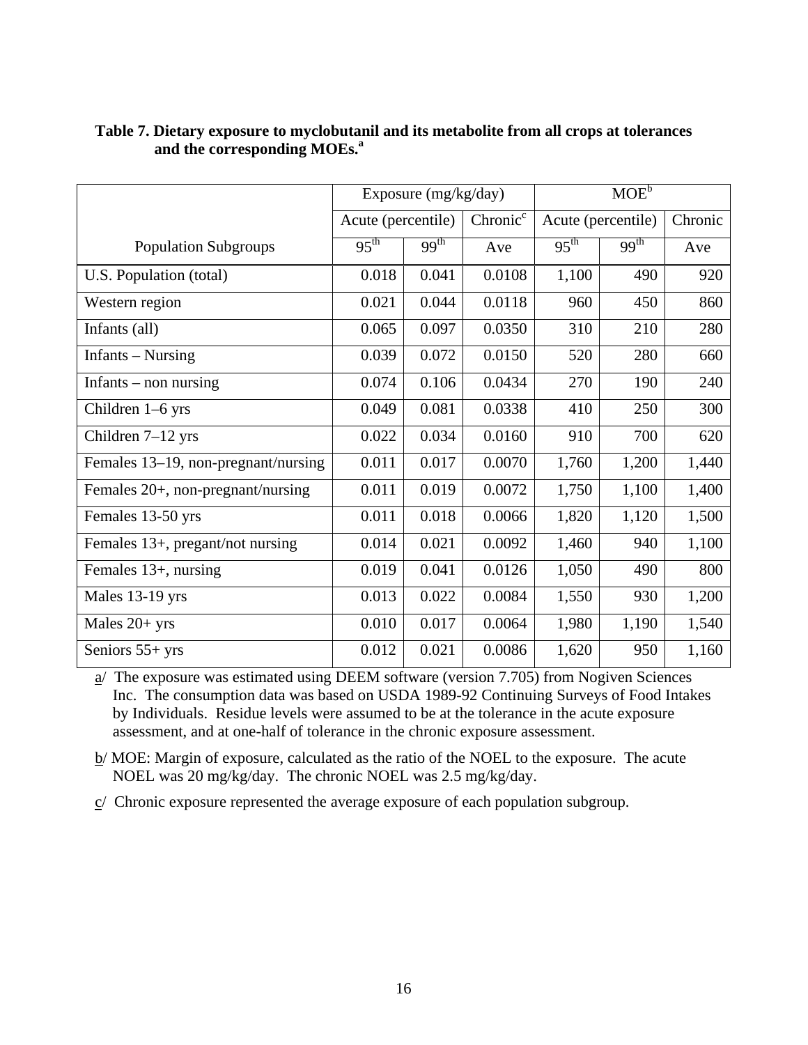**Table 7. Dietary exposure to myclobutanil and its metabolite from all crops at tolerances and the corresponding MOEs.[a]**

| | Exposure (mg/kg/day) | | | MOE[b] | | |
|---|---|---|---|---|---|---|
| | Acute (percentile) | | Chronic[c] | Acute (percentile) | | Chronic |
| Population Subgroups | 95th | 99th | Ave | 95th | 99th | Ave |
| U.S. Population (total) | 0.018 | 0.041 | 0.0108 | 1,100 | 490 | 920 |
| Western region | 0.021 | 0.044 | 0.0118 | 960 | 450 | 860 |
| Infants (all) | 0.065 | 0.097 | 0.0350 | 310 | 210 | 280 |
| Infants – Nursing | 0.039 | 0.072 | 0.0150 | 520 | 280 | 660 |
| Infants – non nursing | 0.074 | 0.106 | 0.0434 | 270 | 190 | 240 |
| Children 1–6 yrs | 0.049 | 0.081 | 0.0338 | 410 | 250 | 300 |
| Children 7–12 yrs | 0.022 | 0.034 | 0.0160 | 910 | 700 | 620 |
| Females 13–19, non-pregnant/nursing | 0.011 | 0.017 | 0.0070 | 1,760 | 1,200 | 1,440 |
| Females 20+, non-pregnant/nursing | 0.011 | 0.019 | 0.0072 | 1,750 | 1,100 | 1,400 |
| Females 13-50 yrs | 0.011 | 0.018 | 0.0066 | 1,820 | 1,120 | 1,500 |
| Females 13+, pregant/not nursing | 0.014 | 0.021 | 0.0092 | 1,460 | 940 | 1,100 |
| Females 13+, nursing | 0.019 | 0.041 | 0.0126 | 1,050 | 490 | 800 |
| Males 13-19 yrs | 0.013 | 0.022 | 0.0084 | 1,550 | 930 | 1,200 |
| Males 20+ yrs | 0.010 | 0.017 | 0.0064 | 1,980 | 1,190 | 1,540 |
| Seniors 55+ yrs | 0.012 | 0.021 | 0.0086 | 1,620 | 950 | 1,160 |

a/ The exposure was estimated using DEEM software (version 7.705) from Nogiven Sciences Inc. The consumption data was based on USDA 1989-92 Continuing Surveys of Food Intakes by Individuals. Residue levels were assumed to be at the tolerance in the acute exposure assessment, and at one-half of tolerance in the chronic exposure assessment.

b/ MOE: Margin of exposure, calculated as the ratio of the NOEL to the exposure. The acute NOEL was 20 mg/kg/day. The chronic NOEL was 2.5 mg/kg/day.

c/ Chronic exposure represented the average exposure of each population subgroup.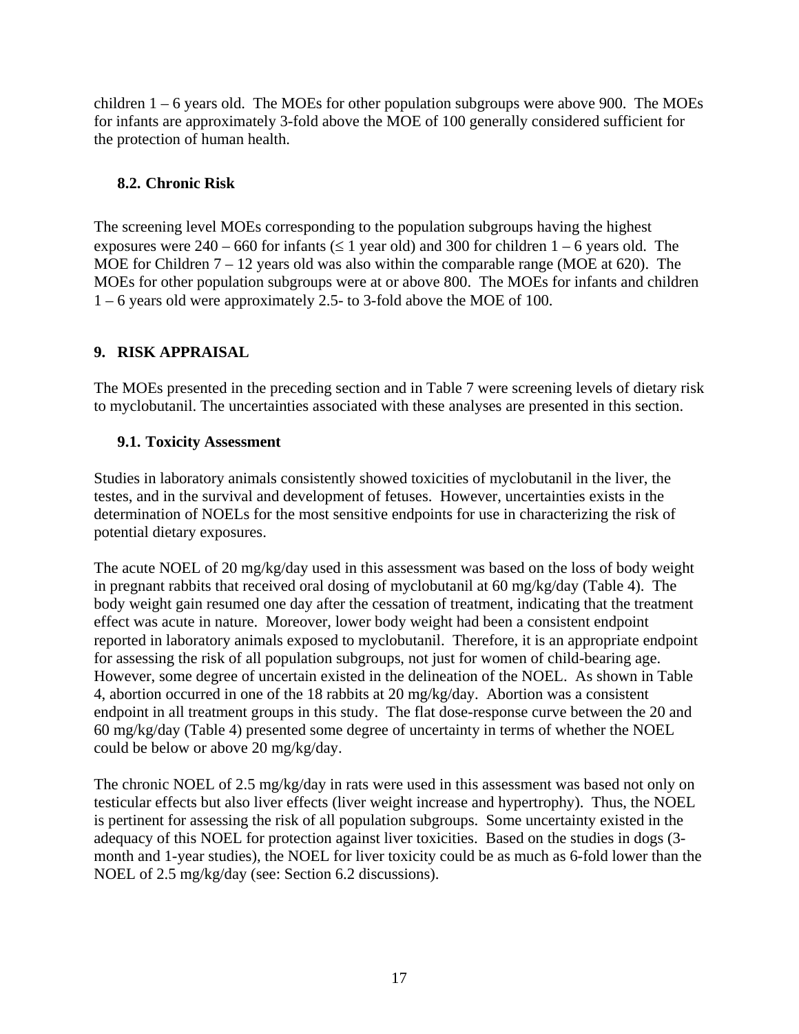children 1 – 6 years old. The MOEs for other population subgroups were above 900. The MOEs for infants are approximately 3-fold above the MOE of 100 generally considered sufficient for the protection of human health.

### 8.2. Chronic Risk

The screening level MOEs corresponding to the population subgroups having the highest exposures were 240 – 660 for infants (≤ 1 year old) and 300 for children 1 – 6 years old. The MOE for Children 7 – 12 years old was also within the comparable range (MOE at 620). The MOEs for other population subgroups were at or above 800. The MOEs for infants and children 1 – 6 years old were approximately 2.5- to 3-fold above the MOE of 100.

## 9. RISK APPRAISAL

The MOEs presented in the preceding section and in Table 7 were screening levels of dietary risk to myclobutanil. The uncertainties associated with these analyses are presented in this section.

### 9.1. Toxicity Assessment

Studies in laboratory animals consistently showed toxicities of myclobutanil in the liver, the testes, and in the survival and development of fetuses. However, uncertainties exists in the determination of NOELs for the most sensitive endpoints for use in characterizing the risk of potential dietary exposures.

The acute NOEL of 20 mg/kg/day used in this assessment was based on the loss of body weight in pregnant rabbits that received oral dosing of myclobutanil at 60 mg/kg/day (Table 4). The body weight gain resumed one day after the cessation of treatment, indicating that the treatment effect was acute in nature. Moreover, lower body weight had been a consistent endpoint reported in laboratory animals exposed to myclobutanil. Therefore, it is an appropriate endpoint for assessing the risk of all population subgroups, not just for women of child-bearing age. However, some degree of uncertain existed in the delineation of the NOEL. As shown in Table 4, abortion occurred in one of the 18 rabbits at 20 mg/kg/day. Abortion was a consistent endpoint in all treatment groups in this study. The flat dose-response curve between the 20 and 60 mg/kg/day (Table 4) presented some degree of uncertainty in terms of whether the NOEL could be below or above 20 mg/kg/day.

The chronic NOEL of 2.5 mg/kg/day in rats were used in this assessment was based not only on testicular effects but also liver effects (liver weight increase and hypertrophy). Thus, the NOEL is pertinent for assessing the risk of all population subgroups. Some uncertainty existed in the adequacy of this NOEL for protection against liver toxicities. Based on the studies in dogs (3-month and 1-year studies), the NOEL for liver toxicity could be as much as 6-fold lower than the NOEL of 2.5 mg/kg/day (see: Section 6.2 discussions).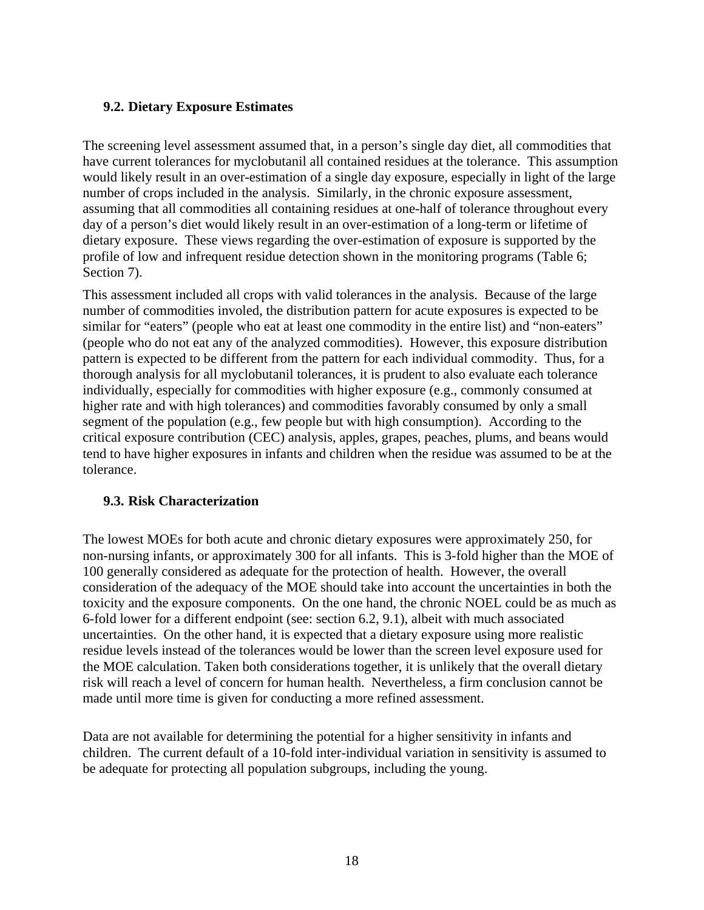### 9.2. Dietary Exposure Estimates

The screening level assessment assumed that, in a person's single day diet, all commodities that have current tolerances for myclobutanil all contained residues at the tolerance. This assumption would likely result in an over-estimation of a single day exposure, especially in light of the large number of crops included in the analysis. Similarly, in the chronic exposure assessment, assuming that all commodities all containing residues at one-half of tolerance throughout every day of a person's diet would likely result in an over-estimation of a long-term or lifetime of dietary exposure. These views regarding the over-estimation of exposure is supported by the profile of low and infrequent residue detection shown in the monitoring programs (Table 6; Section 7).

This assessment included all crops with valid tolerances in the analysis. Because of the large number of commodities involed, the distribution pattern for acute exposures is expected to be similar for "eaters" (people who eat at least one commodity in the entire list) and "non-eaters" (people who do not eat any of the analyzed commodities). However, this exposure distribution pattern is expected to be different from the pattern for each individual commodity. Thus, for a thorough analysis for all myclobutanil tolerances, it is prudent to also evaluate each tolerance individually, especially for commodities with higher exposure (e.g., commonly consumed at higher rate and with high tolerances) and commodities favorably consumed by only a small segment of the population (e.g., few people but with high consumption). According to the critical exposure contribution (CEC) analysis, apples, grapes, peaches, plums, and beans would tend to have higher exposures in infants and children when the residue was assumed to be at the tolerance.

### 9.3. Risk Characterization

The lowest MOEs for both acute and chronic dietary exposures were approximately 250, for non-nursing infants, or approximately 300 for all infants. This is 3-fold higher than the MOE of 100 generally considered as adequate for the protection of health. However, the overall consideration of the adequacy of the MOE should take into account the uncertainties in both the toxicity and the exposure components. On the one hand, the chronic NOEL could be as much as 6-fold lower for a different endpoint (see: section 6.2, 9.1), albeit with much associated uncertainties. On the other hand, it is expected that a dietary exposure using more realistic residue levels instead of the tolerances would be lower than the screen level exposure used for the MOE calculation. Taken both considerations together, it is unlikely that the overall dietary risk will reach a level of concern for human health. Nevertheless, a firm conclusion cannot be made until more time is given for conducting a more refined assessment.

Data are not available for determining the potential for a higher sensitivity in infants and children. The current default of a 10-fold inter-individual variation in sensitivity is assumed to be adequate for protecting all population subgroups, including the young.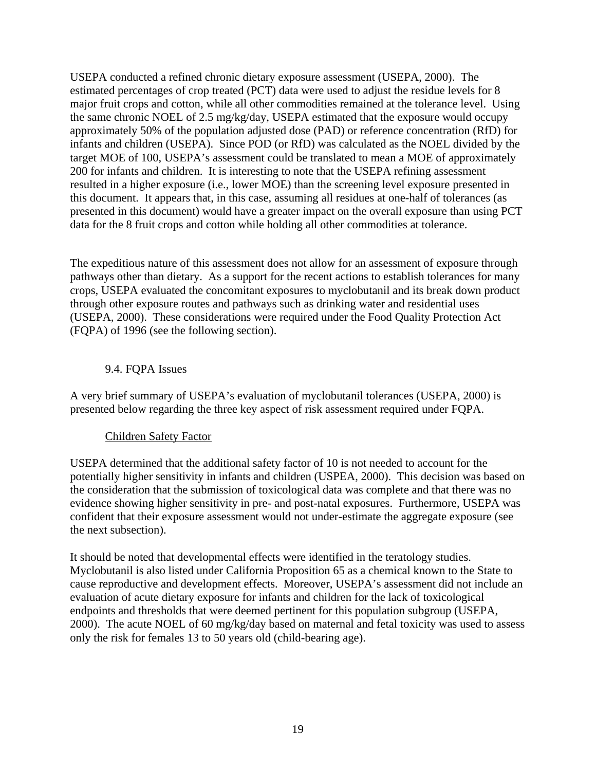USEPA conducted a refined chronic dietary exposure assessment (USEPA, 2000). The estimated percentages of crop treated (PCT) data were used to adjust the residue levels for 8 major fruit crops and cotton, while all other commodities remained at the tolerance level. Using the same chronic NOEL of 2.5 mg/kg/day, USEPA estimated that the exposure would occupy approximately 50% of the population adjusted dose (PAD) or reference concentration (RfD) for infants and children (USEPA). Since POD (or RfD) was calculated as the NOEL divided by the target MOE of 100, USEPA's assessment could be translated to mean a MOE of approximately 200 for infants and children. It is interesting to note that the USEPA refining assessment resulted in a higher exposure (i.e., lower MOE) than the screening level exposure presented in this document. It appears that, in this case, assuming all residues at one-half of tolerances (as presented in this document) would have a greater impact on the overall exposure than using PCT data for the 8 fruit crops and cotton while holding all other commodities at tolerance.

The expeditious nature of this assessment does not allow for an assessment of exposure through pathways other than dietary. As a support for the recent actions to establish tolerances for many crops, USEPA evaluated the concomitant exposures to myclobutanil and its break down product through other exposure routes and pathways such as drinking water and residential uses (USEPA, 2000). These considerations were required under the Food Quality Protection Act (FQPA) of 1996 (see the following section).

### 9.4. FQPA Issues

A very brief summary of USEPA's evaluation of myclobutanil tolerances (USEPA, 2000) is presented below regarding the three key aspect of risk assessment required under FQPA.

#### Children Safety Factor

USEPA determined that the additional safety factor of 10 is not needed to account for the potentially higher sensitivity in infants and children (USPEA, 2000). This decision was based on the consideration that the submission of toxicological data was complete and that there was no evidence showing higher sensitivity in pre- and post-natal exposures. Furthermore, USEPA was confident that their exposure assessment would not under-estimate the aggregate exposure (see the next subsection).

It should be noted that developmental effects were identified in the teratology studies. Myclobutanil is also listed under California Proposition 65 as a chemical known to the State to cause reproductive and development effects. Moreover, USEPA's assessment did not include an evaluation of acute dietary exposure for infants and children for the lack of toxicological endpoints and thresholds that were deemed pertinent for this population subgroup (USEPA, 2000). The acute NOEL of 60 mg/kg/day based on maternal and fetal toxicity was used to assess only the risk for females 13 to 50 years old (child-bearing age).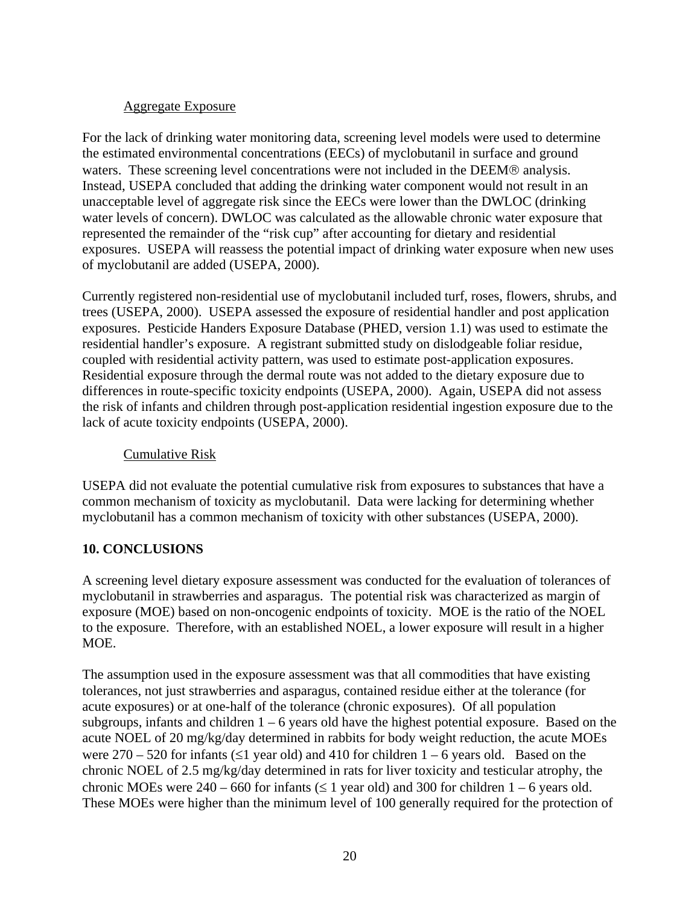### Aggregate Exposure

For the lack of drinking water monitoring data, screening level models were used to determine the estimated environmental concentrations (EECs) of myclobutanil in surface and ground waters. These screening level concentrations were not included in the DEEM® analysis. Instead, USEPA concluded that adding the drinking water component would not result in an unacceptable level of aggregate risk since the EECs were lower than the DWLOC (drinking water levels of concern). DWLOC was calculated as the allowable chronic water exposure that represented the remainder of the "risk cup" after accounting for dietary and residential exposures. USEPA will reassess the potential impact of drinking water exposure when new uses of myclobutanil are added (USEPA, 2000).

Currently registered non-residential use of myclobutanil included turf, roses, flowers, shrubs, and trees (USEPA, 2000). USEPA assessed the exposure of residential handler and post application exposures. Pesticide Handers Exposure Database (PHED, version 1.1) was used to estimate the residential handler's exposure. A registrant submitted study on dislodgeable foliar residue, coupled with residential activity pattern, was used to estimate post-application exposures. Residential exposure through the dermal route was not added to the dietary exposure due to differences in route-specific toxicity endpoints (USEPA, 2000). Again, USEPA did not assess the risk of infants and children through post-application residential ingestion exposure due to the lack of acute toxicity endpoints (USEPA, 2000).

### Cumulative Risk

USEPA did not evaluate the potential cumulative risk from exposures to substances that have a common mechanism of toxicity as myclobutanil. Data were lacking for determining whether myclobutanil has a common mechanism of toxicity with other substances (USEPA, 2000).

## 10. CONCLUSIONS

A screening level dietary exposure assessment was conducted for the evaluation of tolerances of myclobutanil in strawberries and asparagus. The potential risk was characterized as margin of exposure (MOE) based on non-oncogenic endpoints of toxicity. MOE is the ratio of the NOEL to the exposure. Therefore, with an established NOEL, a lower exposure will result in a higher MOE.

The assumption used in the exposure assessment was that all commodities that have existing tolerances, not just strawberries and asparagus, contained residue either at the tolerance (for acute exposures) or at one-half of the tolerance (chronic exposures). Of all population subgroups, infants and children 1 – 6 years old have the highest potential exposure. Based on the acute NOEL of 20 mg/kg/day determined in rabbits for body weight reduction, the acute MOEs were 270 – 520 for infants ($\leq$1 year old) and 410 for children 1 – 6 years old. Based on the chronic NOEL of 2.5 mg/kg/day determined in rats for liver toxicity and testicular atrophy, the chronic MOEs were 240 – 660 for infants ($\leq$ 1 year old) and 300 for children 1 – 6 years old. These MOEs were higher than the minimum level of 100 generally required for the protection of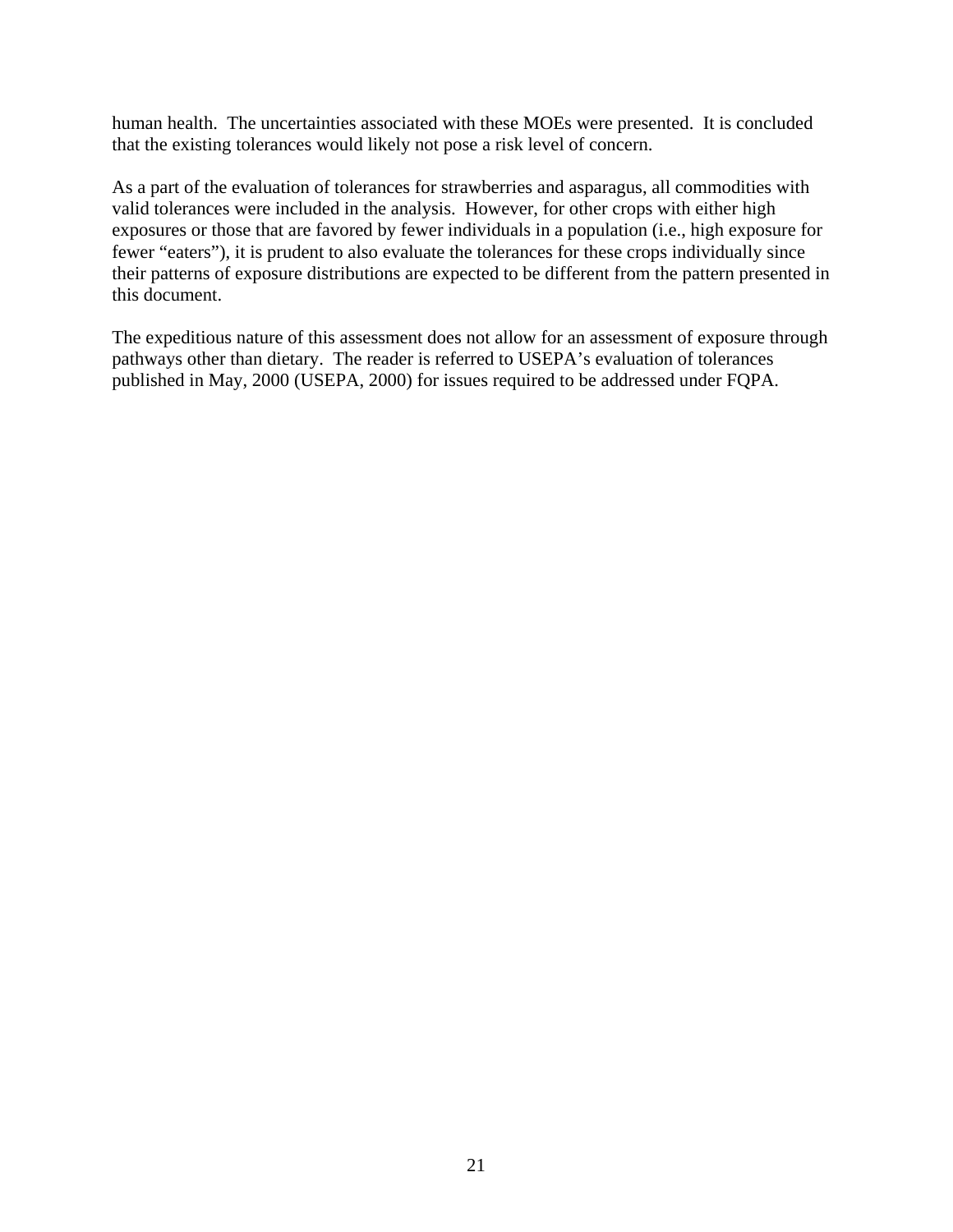human health. The uncertainties associated with these MOEs were presented. It is concluded that the existing tolerances would likely not pose a risk level of concern.

As a part of the evaluation of tolerances for strawberries and asparagus, all commodities with valid tolerances were included in the analysis. However, for other crops with either high exposures or those that are favored by fewer individuals in a population (i.e., high exposure for fewer "eaters"), it is prudent to also evaluate the tolerances for these crops individually since their patterns of exposure distributions are expected to be different from the pattern presented in this document.

The expeditious nature of this assessment does not allow for an assessment of exposure through pathways other than dietary. The reader is referred to USEPA's evaluation of tolerances published in May, 2000 (USEPA, 2000) for issues required to be addressed under FQPA.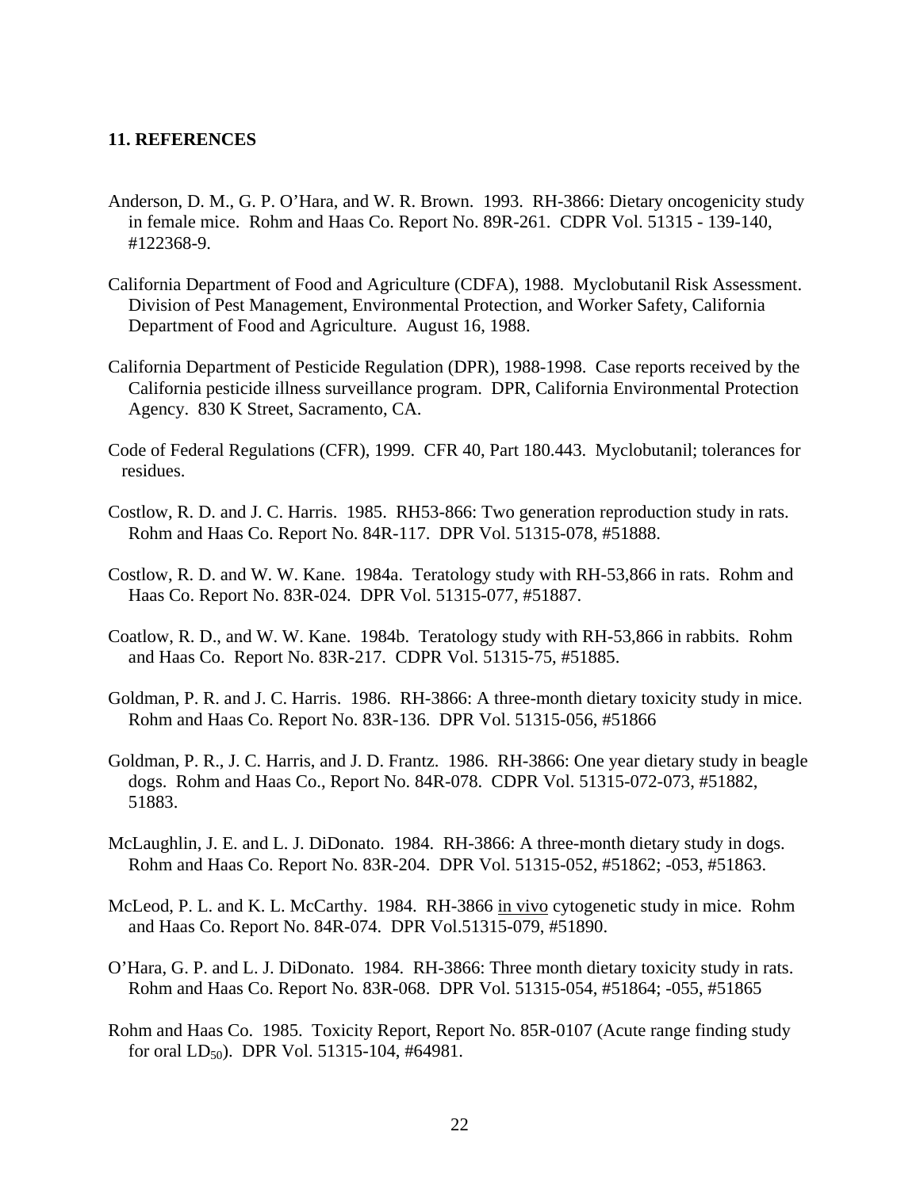### 11. REFERENCES

Anderson, D. M., G. P. O'Hara, and W. R. Brown. 1993. RH-3866: Dietary oncogenicity study in female mice. Rohm and Haas Co. Report No. 89R-261. CDPR Vol. 51315 - 139-140, #122368-9.

California Department of Food and Agriculture (CDFA), 1988. Myclobutanil Risk Assessment. Division of Pest Management, Environmental Protection, and Worker Safety, California Department of Food and Agriculture. August 16, 1988.

California Department of Pesticide Regulation (DPR), 1988-1998. Case reports received by the California pesticide illness surveillance program. DPR, California Environmental Protection Agency. 830 K Street, Sacramento, CA.

Code of Federal Regulations (CFR), 1999. CFR 40, Part 180.443. Myclobutanil; tolerances for residues.

Costlow, R. D. and J. C. Harris. 1985. RH53-866: Two generation reproduction study in rats. Rohm and Haas Co. Report No. 84R-117. DPR Vol. 51315-078, #51888.

Costlow, R. D. and W. W. Kane. 1984a. Teratology study with RH-53,866 in rats. Rohm and Haas Co. Report No. 83R-024. DPR Vol. 51315-077, #51887.

Coatlow, R. D., and W. W. Kane. 1984b. Teratology study with RH-53,866 in rabbits. Rohm and Haas Co. Report No. 83R-217. CDPR Vol. 51315-75, #51885.

Goldman, P. R. and J. C. Harris. 1986. RH-3866: A three-month dietary toxicity study in mice. Rohm and Haas Co. Report No. 83R-136. DPR Vol. 51315-056, #51866

Goldman, P. R., J. C. Harris, and J. D. Frantz. 1986. RH-3866: One year dietary study in beagle dogs. Rohm and Haas Co., Report No. 84R-078. CDPR Vol. 51315-072-073, #51882, 51883.

McLaughlin, J. E. and L. J. DiDonato. 1984. RH-3866: A three-month dietary study in dogs. Rohm and Haas Co. Report No. 83R-204. DPR Vol. 51315-052, #51862; -053, #51863.

McLeod, P. L. and K. L. McCarthy. 1984. RH-3866 in vivo cytogenetic study in mice. Rohm and Haas Co. Report No. 84R-074. DPR Vol.51315-079, #51890.

O'Hara, G. P. and L. J. DiDonato. 1984. RH-3866: Three month dietary toxicity study in rats. Rohm and Haas Co. Report No. 83R-068. DPR Vol. 51315-054, #51864; -055, #51865

Rohm and Haas Co. 1985. Toxicity Report, Report No. 85R-0107 (Acute range finding study for oral $LD_{50}$). DPR Vol. 51315-104, #64981.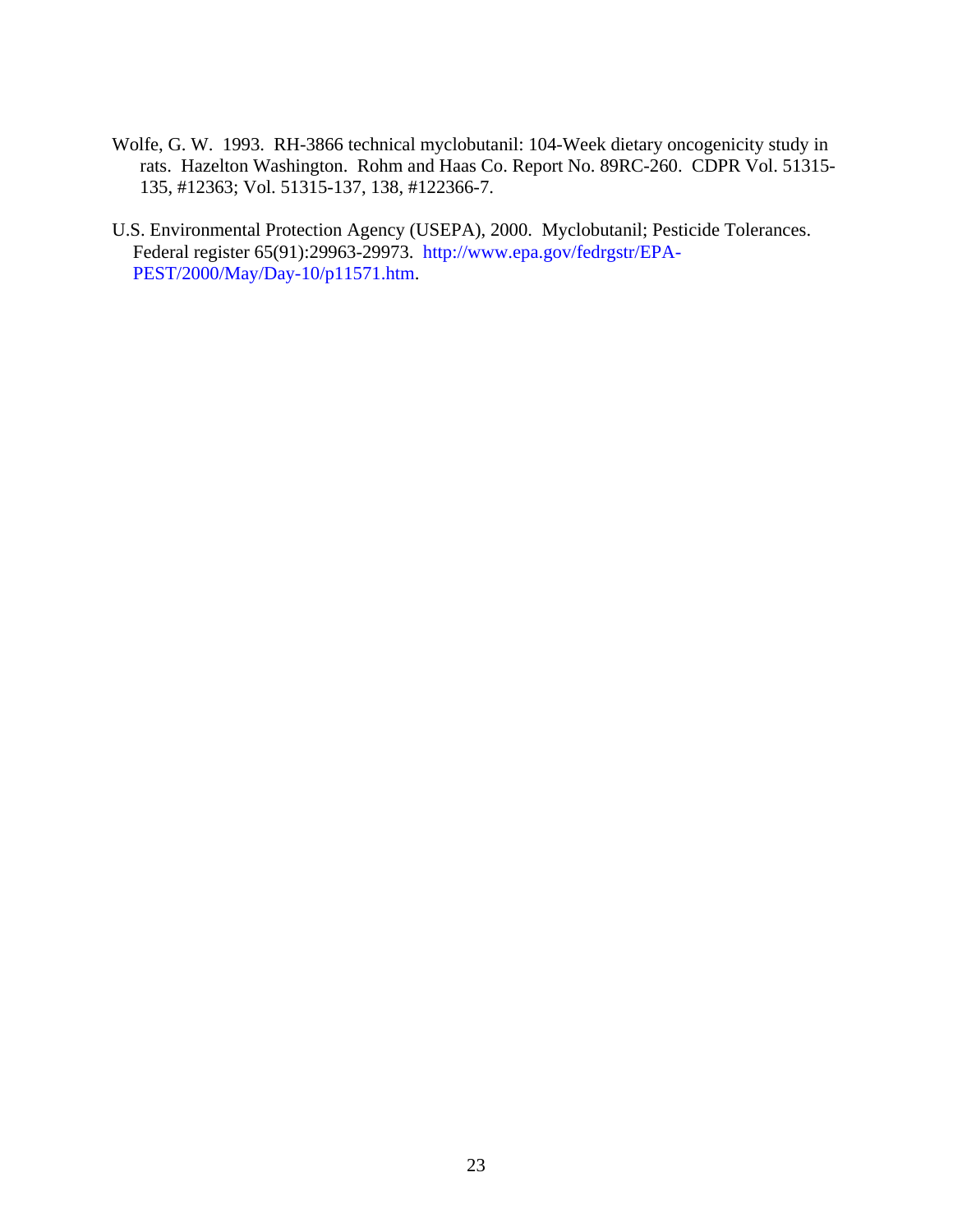Wolfe, G. W. 1993. RH-3866 technical myclobutanil: 104-Week dietary oncogenicity study in rats. Hazelton Washington. Rohm and Haas Co. Report No. 89RC-260. CDPR Vol. 51315-135, #12363; Vol. 51315-137, 138, #122366-7.

U.S. Environmental Protection Agency (USEPA), 2000. Myclobutanil; Pesticide Tolerances. Federal register 65(91):29963-29973. http://www.epa.gov/fedrgstr/EPA-PEST/2000/May/Day-10/p11571.htm.